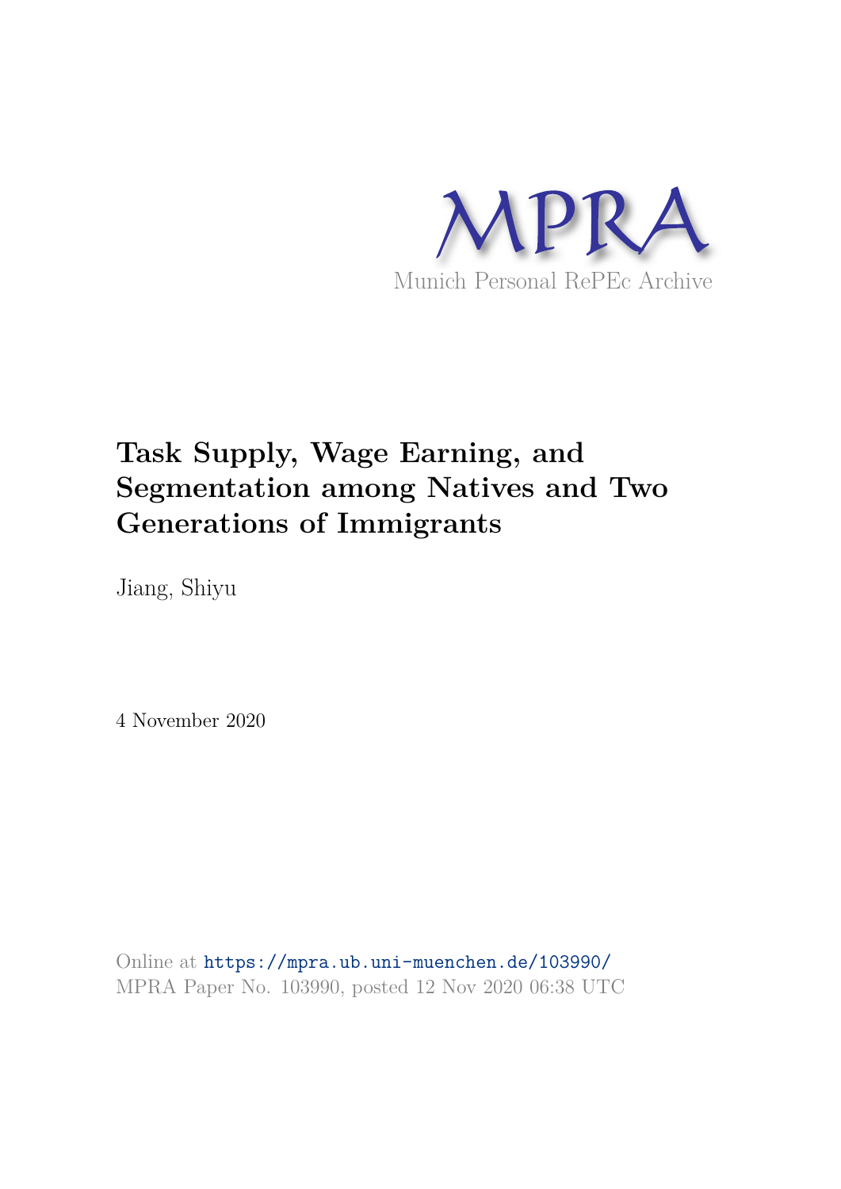MPRA

Munich Personal RePEc Archive

# Task Supply, Wage Earning, and Segmentation among Natives and Two Generations of Immigrants

Jiang, Shiyu

4 November 2020

Online at https://mpra.ub.uni-muenchen.de/103990/
MPRA Paper No. 103990, posted 12 Nov 2020 06:38 UTC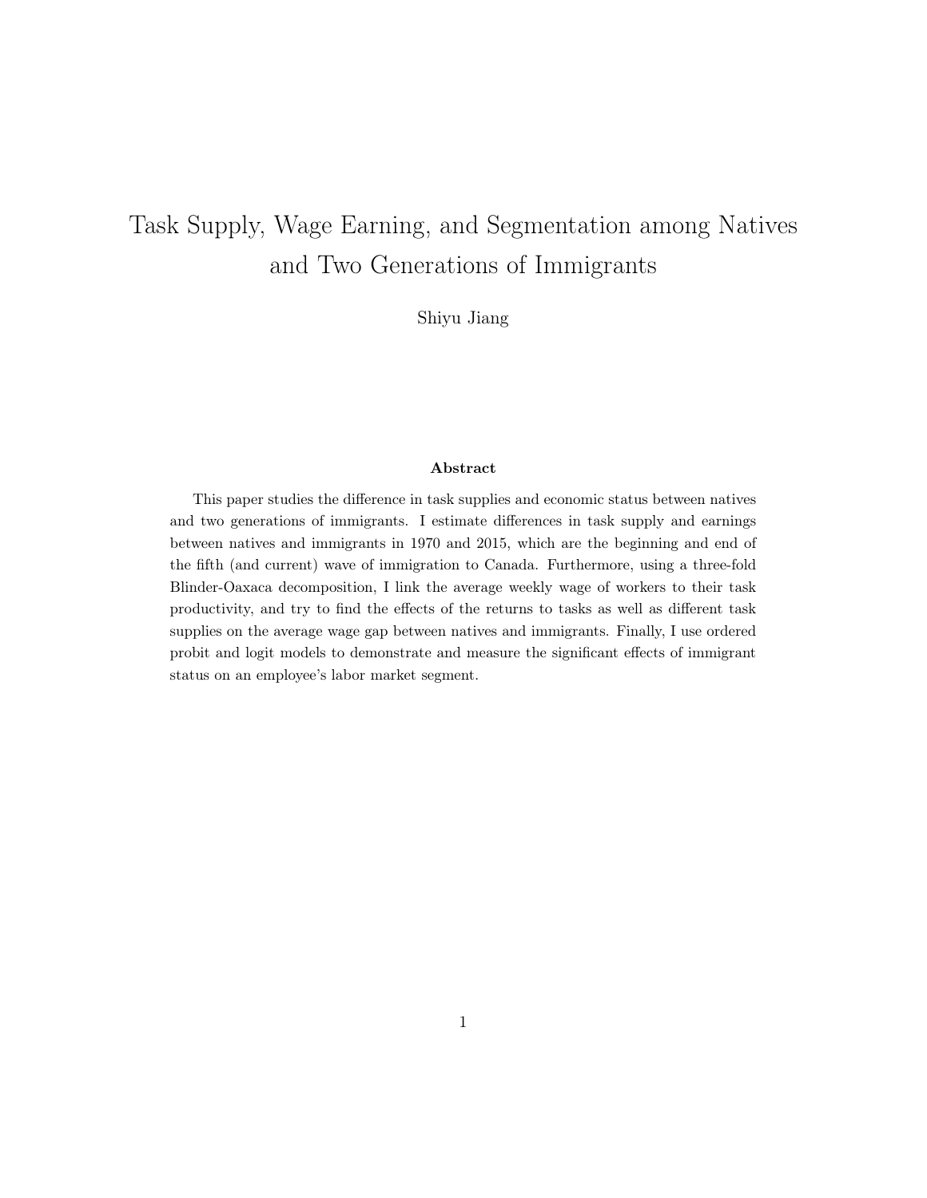# Task Supply, Wage Earning, and Segmentation among Natives and Two Generations of Immigrants

Shiyu Jiang

**Abstract**

This paper studies the difference in task supplies and economic status between natives and two generations of immigrants. I estimate differences in task supply and earnings between natives and immigrants in 1970 and 2015, which are the beginning and end of the fifth (and current) wave of immigration to Canada. Furthermore, using a three-fold Blinder-Oaxaca decomposition, I link the average weekly wage of workers to their task productivity, and try to find the effects of the returns to tasks as well as different task supplies on the average wage gap between natives and immigrants. Finally, I use ordered probit and logit models to demonstrate and measure the significant effects of immigrant status on an employee's labor market segment.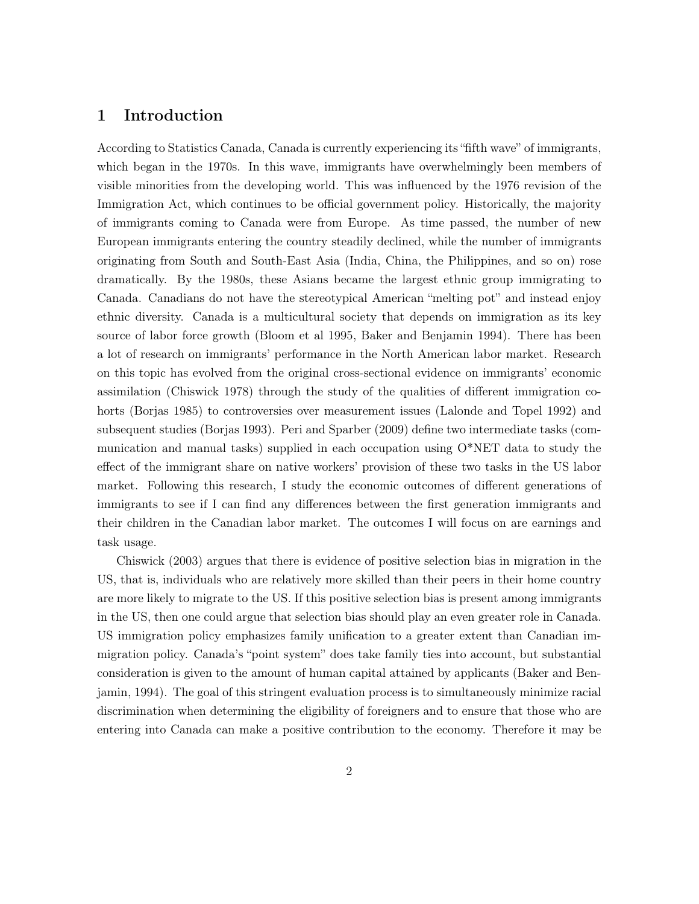# 1 Introduction

According to Statistics Canada, Canada is currently experiencing its "fifth wave" of immigrants, which began in the 1970s. In this wave, immigrants have overwhelmingly been members of visible minorities from the developing world. This was influenced by the 1976 revision of the Immigration Act, which continues to be official government policy. Historically, the majority of immigrants coming to Canada were from Europe. As time passed, the number of new European immigrants entering the country steadily declined, while the number of immigrants originating from South and South-East Asia (India, China, the Philippines, and so on) rose dramatically. By the 1980s, these Asians became the largest ethnic group immigrating to Canada. Canadians do not have the stereotypical American "melting pot" and instead enjoy ethnic diversity. Canada is a multicultural society that depends on immigration as its key source of labor force growth (Bloom et al 1995, Baker and Benjamin 1994). There has been a lot of research on immigrants' performance in the North American labor market. Research on this topic has evolved from the original cross-sectional evidence on immigrants' economic assimilation (Chiswick 1978) through the study of the qualities of different immigration cohorts (Borjas 1985) to controversies over measurement issues (Lalonde and Topel 1992) and subsequent studies (Borjas 1993). Peri and Sparber (2009) define two intermediate tasks (communication and manual tasks) supplied in each occupation using O*NET data to study the effect of the immigrant share on native workers' provision of these two tasks in the US labor market. Following this research, I study the economic outcomes of different generations of immigrants to see if I can find any differences between the first generation immigrants and their children in the Canadian labor market. The outcomes I will focus on are earnings and task usage.

Chiswick (2003) argues that there is evidence of positive selection bias in migration in the US, that is, individuals who are relatively more skilled than their peers in their home country are more likely to migrate to the US. If this positive selection bias is present among immigrants in the US, then one could argue that selection bias should play an even greater role in Canada. US immigration policy emphasizes family unification to a greater extent than Canadian immigration policy. Canada's "point system" does take family ties into account, but substantial consideration is given to the amount of human capital attained by applicants (Baker and Benjamin, 1994). The goal of this stringent evaluation process is to simultaneously minimize racial discrimination when determining the eligibility of foreigners and to ensure that those who are entering into Canada can make a positive contribution to the economy. Therefore it may be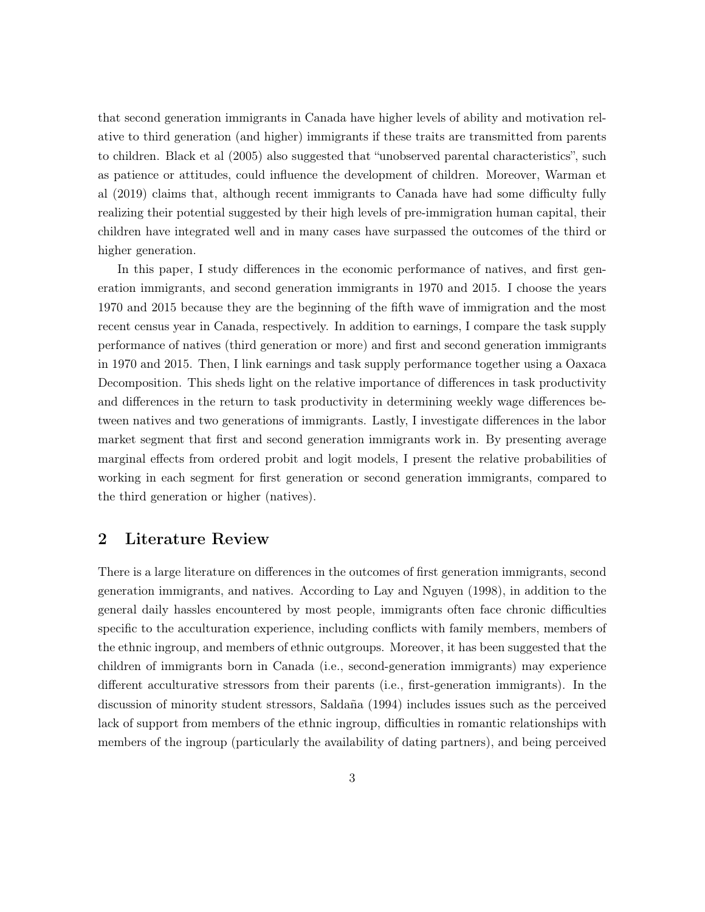that second generation immigrants in Canada have higher levels of ability and motivation relative to third generation (and higher) immigrants if these traits are transmitted from parents to children. Black et al (2005) also suggested that "unobserved parental characteristics", such as patience or attitudes, could influence the development of children. Moreover, Warman et al (2019) claims that, although recent immigrants to Canada have had some difficulty fully realizing their potential suggested by their high levels of pre-immigration human capital, their children have integrated well and in many cases have surpassed the outcomes of the third or higher generation.

In this paper, I study differences in the economic performance of natives, and first generation immigrants, and second generation immigrants in 1970 and 2015. I choose the years 1970 and 2015 because they are the beginning of the fifth wave of immigration and the most recent census year in Canada, respectively. In addition to earnings, I compare the task supply performance of natives (third generation or more) and first and second generation immigrants in 1970 and 2015. Then, I link earnings and task supply performance together using a Oaxaca Decomposition. This sheds light on the relative importance of differences in task productivity and differences in the return to task productivity in determining weekly wage differences between natives and two generations of immigrants. Lastly, I investigate differences in the labor market segment that first and second generation immigrants work in. By presenting average marginal effects from ordered probit and logit models, I present the relative probabilities of working in each segment for first generation or second generation immigrants, compared to the third generation or higher (natives).

## 2 Literature Review

There is a large literature on differences in the outcomes of first generation immigrants, second generation immigrants, and natives. According to Lay and Nguyen (1998), in addition to the general daily hassles encountered by most people, immigrants often face chronic difficulties specific to the acculturation experience, including conflicts with family members, members of the ethnic ingroup, and members of ethnic outgroups. Moreover, it has been suggested that the children of immigrants born in Canada (i.e., second-generation immigrants) may experience different acculturative stressors from their parents (i.e., first-generation immigrants). In the discussion of minority student stressors, Saldaña (1994) includes issues such as the perceived lack of support from members of the ethnic ingroup, difficulties in romantic relationships with members of the ingroup (particularly the availability of dating partners), and being perceived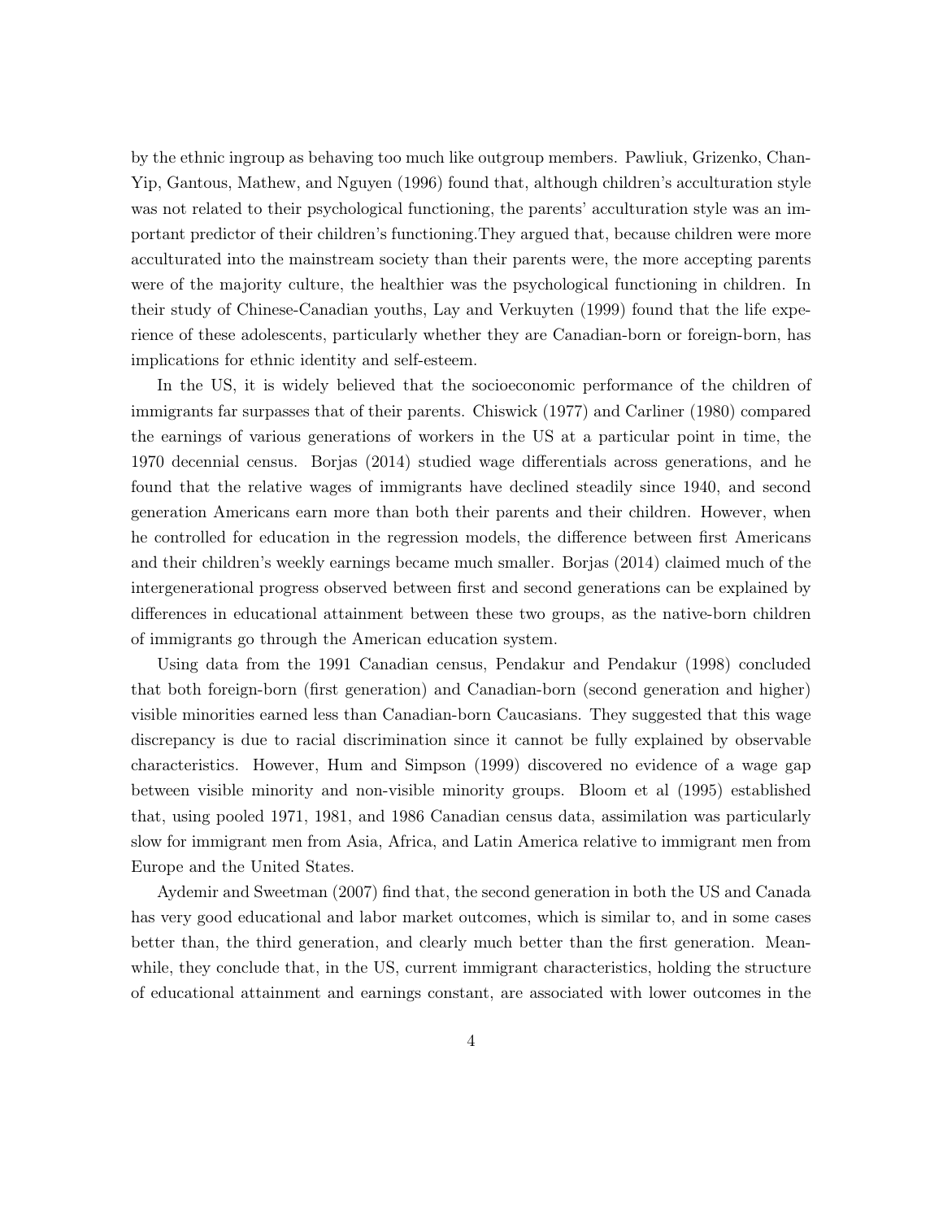by the ethnic ingroup as behaving too much like outgroup members. Pawliuk, Grizenko, Chan-Yip, Gantous, Mathew, and Nguyen (1996) found that, although children's acculturation style was not related to their psychological functioning, the parents' acculturation style was an important predictor of their children's functioning.They argued that, because children were more acculturated into the mainstream society than their parents were, the more accepting parents were of the majority culture, the healthier was the psychological functioning in children. In their study of Chinese-Canadian youths, Lay and Verkuyten (1999) found that the life experience of these adolescents, particularly whether they are Canadian-born or foreign-born, has implications for ethnic identity and self-esteem.

In the US, it is widely believed that the socioeconomic performance of the children of immigrants far surpasses that of their parents. Chiswick (1977) and Carliner (1980) compared the earnings of various generations of workers in the US at a particular point in time, the 1970 decennial census. Borjas (2014) studied wage differentials across generations, and he found that the relative wages of immigrants have declined steadily since 1940, and second generation Americans earn more than both their parents and their children. However, when he controlled for education in the regression models, the difference between first Americans and their children's weekly earnings became much smaller. Borjas (2014) claimed much of the intergenerational progress observed between first and second generations can be explained by differences in educational attainment between these two groups, as the native-born children of immigrants go through the American education system.

Using data from the 1991 Canadian census, Pendakur and Pendakur (1998) concluded that both foreign-born (first generation) and Canadian-born (second generation and higher) visible minorities earned less than Canadian-born Caucasians. They suggested that this wage discrepancy is due to racial discrimination since it cannot be fully explained by observable characteristics. However, Hum and Simpson (1999) discovered no evidence of a wage gap between visible minority and non-visible minority groups. Bloom et al (1995) established that, using pooled 1971, 1981, and 1986 Canadian census data, assimilation was particularly slow for immigrant men from Asia, Africa, and Latin America relative to immigrant men from Europe and the United States.

Aydemir and Sweetman (2007) find that, the second generation in both the US and Canada has very good educational and labor market outcomes, which is similar to, and in some cases better than, the third generation, and clearly much better than the first generation. Meanwhile, they conclude that, in the US, current immigrant characteristics, holding the structure of educational attainment and earnings constant, are associated with lower outcomes in the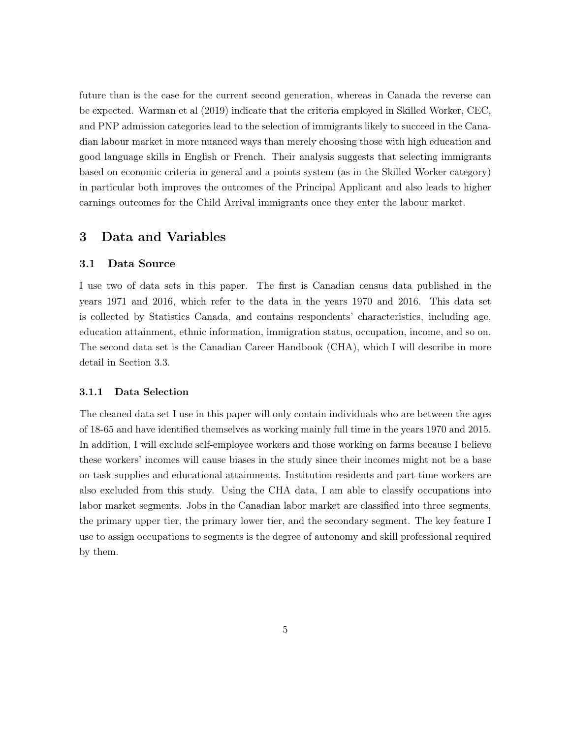future than is the case for the current second generation, whereas in Canada the reverse can be expected. Warman et al (2019) indicate that the criteria employed in Skilled Worker, CEC, and PNP admission categories lead to the selection of immigrants likely to succeed in the Canadian labour market in more nuanced ways than merely choosing those with high education and good language skills in English or French. Their analysis suggests that selecting immigrants based on economic criteria in general and a points system (as in the Skilled Worker category) in particular both improves the outcomes of the Principal Applicant and also leads to higher earnings outcomes for the Child Arrival immigrants once they enter the labour market.

# 3 Data and Variables

## 3.1 Data Source

I use two of data sets in this paper. The first is Canadian census data published in the years 1971 and 2016, which refer to the data in the years 1970 and 2016. This data set is collected by Statistics Canada, and contains respondents' characteristics, including age, education attainment, ethnic information, immigration status, occupation, income, and so on. The second data set is the Canadian Career Handbook (CHA), which I will describe in more detail in Section 3.3.

### 3.1.1 Data Selection

The cleaned data set I use in this paper will only contain individuals who are between the ages of 18-65 and have identified themselves as working mainly full time in the years 1970 and 2015. In addition, I will exclude self-employee workers and those working on farms because I believe these workers' incomes will cause biases in the study since their incomes might not be a base on task supplies and educational attainments. Institution residents and part-time workers are also excluded from this study. Using the CHA data, I am able to classify occupations into labor market segments. Jobs in the Canadian labor market are classified into three segments, the primary upper tier, the primary lower tier, and the secondary segment. The key feature I use to assign occupations to segments is the degree of autonomy and skill professional required by them.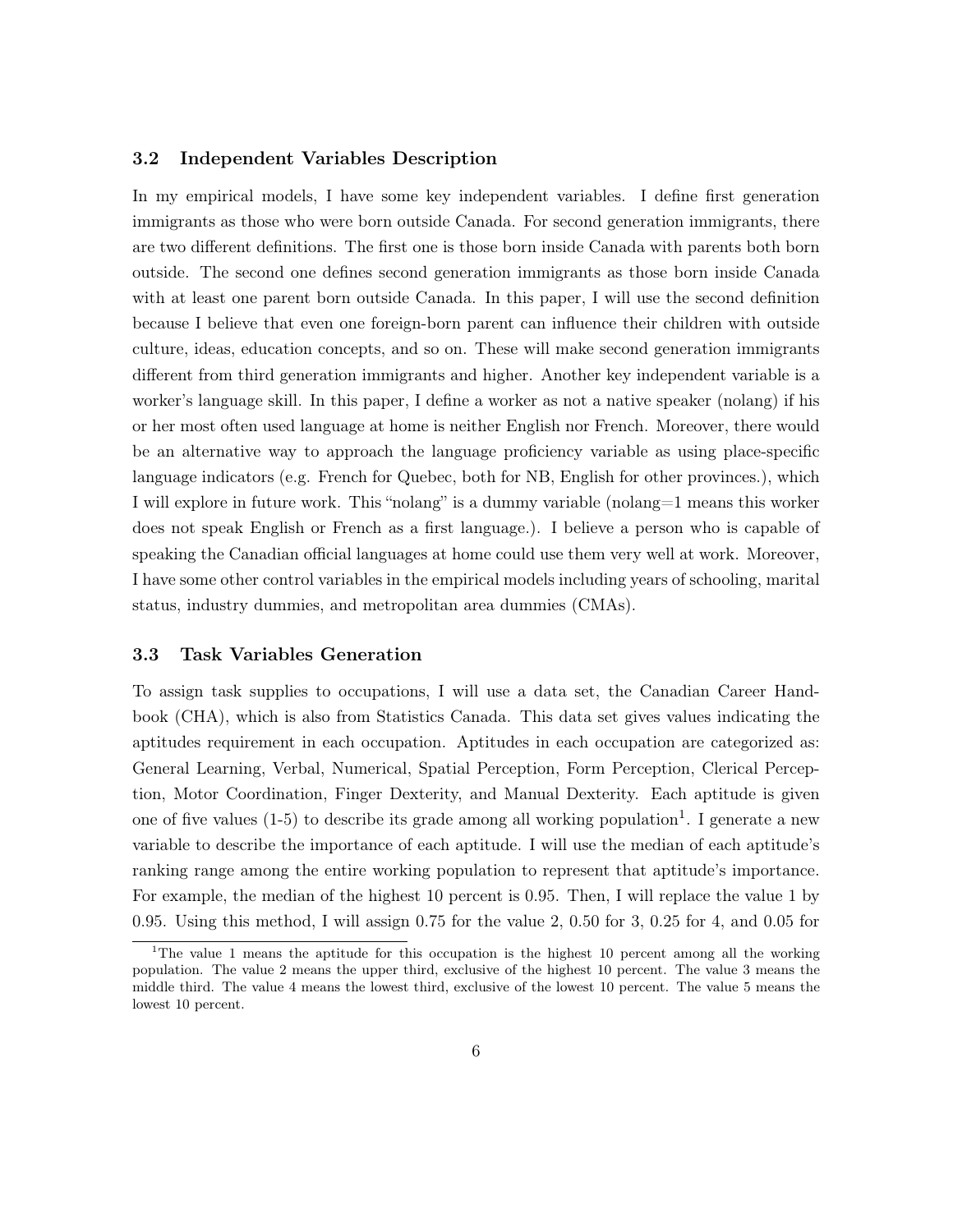### 3.2 Independent Variables Description

In my empirical models, I have some key independent variables. I define first generation immigrants as those who were born outside Canada. For second generation immigrants, there are two different definitions. The first one is those born inside Canada with parents both born outside. The second one defines second generation immigrants as those born inside Canada with at least one parent born outside Canada. In this paper, I will use the second definition because I believe that even one foreign-born parent can influence their children with outside culture, ideas, education concepts, and so on. These will make second generation immigrants different from third generation immigrants and higher. Another key independent variable is a worker's language skill. In this paper, I define a worker as not a native speaker (nolang) if his or her most often used language at home is neither English nor French. Moreover, there would be an alternative way to approach the language proficiency variable as using place-specific language indicators (e.g. French for Quebec, both for NB, English for other provinces.), which I will explore in future work. This "nolang" is a dummy variable (nolang=1 means this worker does not speak English or French as a first language.). I believe a person who is capable of speaking the Canadian official languages at home could use them very well at work. Moreover, I have some other control variables in the empirical models including years of schooling, marital status, industry dummies, and metropolitan area dummies (CMAs).

### 3.3 Task Variables Generation

To assign task supplies to occupations, I will use a data set, the Canadian Career Handbook (CHA), which is also from Statistics Canada. This data set gives values indicating the aptitudes requirement in each occupation. Aptitudes in each occupation are categorized as: General Learning, Verbal, Numerical, Spatial Perception, Form Perception, Clerical Perception, Motor Coordination, Finger Dexterity, and Manual Dexterity. Each aptitude is given one of five values (1-5) to describe its grade among all working population[1]. I generate a new variable to describe the importance of each aptitude. I will use the median of each aptitude's ranking range among the entire working population to represent that aptitude's importance. For example, the median of the highest 10 percent is 0.95. Then, I will replace the value 1 by 0.95. Using this method, I will assign 0.75 for the value 2, 0.50 for 3, 0.25 for 4, and 0.05 for

[1] The value 1 means the aptitude for this occupation is the highest 10 percent among all the working population. The value 2 means the upper third, exclusive of the highest 10 percent. The value 3 means the middle third. The value 4 means the lowest third, exclusive of the lowest 10 percent. The value 5 means the lowest 10 percent.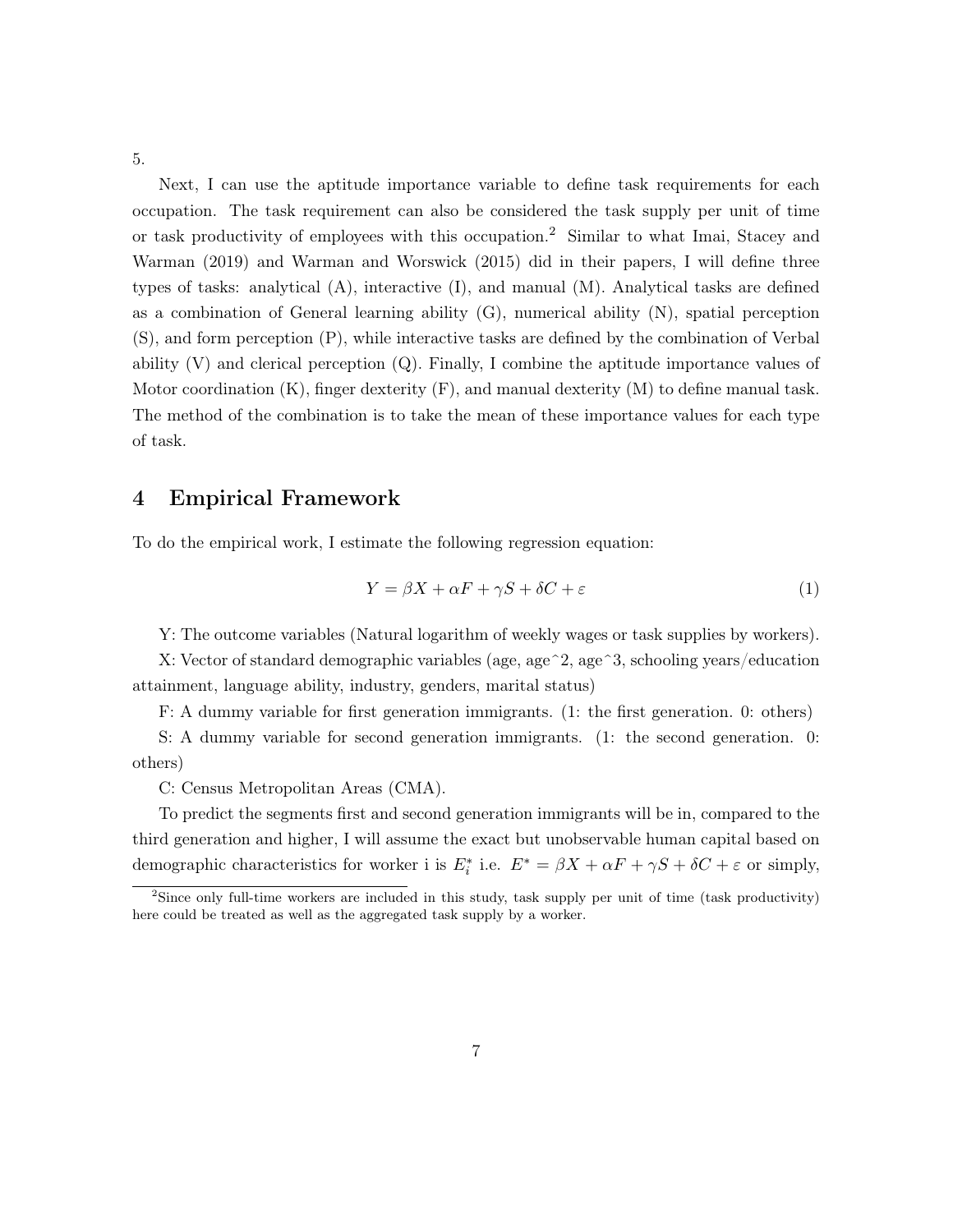5.

Next, I can use the aptitude importance variable to define task requirements for each occupation. The task requirement can also be considered the task supply per unit of time or task productivity of employees with this occupation.[2] Similar to what Imai, Stacey and Warman (2019) and Warman and Worswick (2015) did in their papers, I will define three types of tasks: analytical (A), interactive (I), and manual (M). Analytical tasks are defined as a combination of General learning ability (G), numerical ability (N), spatial perception (S), and form perception (P), while interactive tasks are defined by the combination of Verbal ability (V) and clerical perception (Q). Finally, I combine the aptitude importance values of Motor coordination (K), finger dexterity (F), and manual dexterity (M) to define manual task. The method of the combination is to take the mean of these importance values for each type of task.

## 4 Empirical Framework

To do the empirical work, I estimate the following regression equation:

$$Y = \beta X + \alpha F + \gamma S + \delta C + \varepsilon \tag{1}$$

Y: The outcome variables (Natural logarithm of weekly wages or task supplies by workers).

X: Vector of standard demographic variables (age, age^2, age^3, schooling years/education attainment, language ability, industry, genders, marital status)

F: A dummy variable for first generation immigrants. (1: the first generation. 0: others)

S: A dummy variable for second generation immigrants. (1: the second generation. 0: others)

C: Census Metropolitan Areas (CMA).

To predict the segments first and second generation immigrants will be in, compared to the third generation and higher, I will assume the exact but unobservable human capital based on demographic characteristics for worker i is $E_i^*$ i.e. $E^* = \beta X + \alpha F + \gamma S + \delta C + \varepsilon$ or simply,

[2] Since only full-time workers are included in this study, task supply per unit of time (task productivity) here could be treated as well as the aggregated task supply by a worker.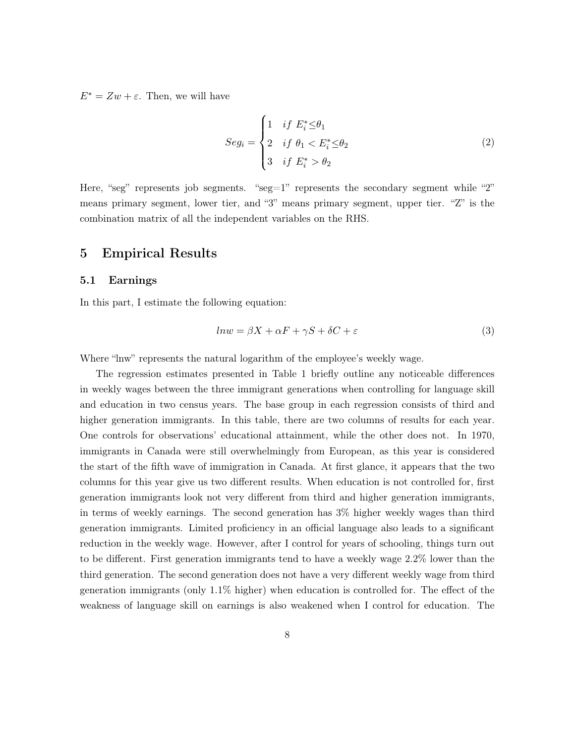$E^* = Zw + \varepsilon$. Then, we will have

$$Seg_i = \begin{cases} 1 & if\ E_i^* \leq \theta_1 \\ 2 & if\ \theta_1 < E_i^* \leq \theta_2 \\ 3 & if\ E_i^* > \theta_2 \end{cases} \tag{2}$$

Here, "seg" represents job segments. "seg=1" represents the secondary segment while "2" means primary segment, lower tier, and "3" means primary segment, upper tier. "Z" is the combination matrix of all the independent variables on the RHS.

## 5 Empirical Results

### 5.1 Earnings

In this part, I estimate the following equation:

$$lnw = \beta X + \alpha F + \gamma S + \delta C + \varepsilon \tag{3}$$

Where "lnw" represents the natural logarithm of the employee's weekly wage.

The regression estimates presented in Table 1 briefly outline any noticeable differences in weekly wages between the three immigrant generations when controlling for language skill and education in two census years. The base group in each regression consists of third and higher generation immigrants. In this table, there are two columns of results for each year. One controls for observations' educational attainment, while the other does not. In 1970, immigrants in Canada were still overwhelmingly from European, as this year is considered the start of the fifth wave of immigration in Canada. At first glance, it appears that the two columns for this year give us two different results. When education is not controlled for, first generation immigrants look not very different from third and higher generation immigrants, in terms of weekly earnings. The second generation has 3% higher weekly wages than third generation immigrants. Limited proficiency in an official language also leads to a significant reduction in the weekly wage. However, after I control for years of schooling, things turn out to be different. First generation immigrants tend to have a weekly wage 2.2% lower than the third generation. The second generation does not have a very different weekly wage from third generation immigrants (only 1.1% higher) when education is controlled for. The effect of the weakness of language skill on earnings is also weakened when I control for education. The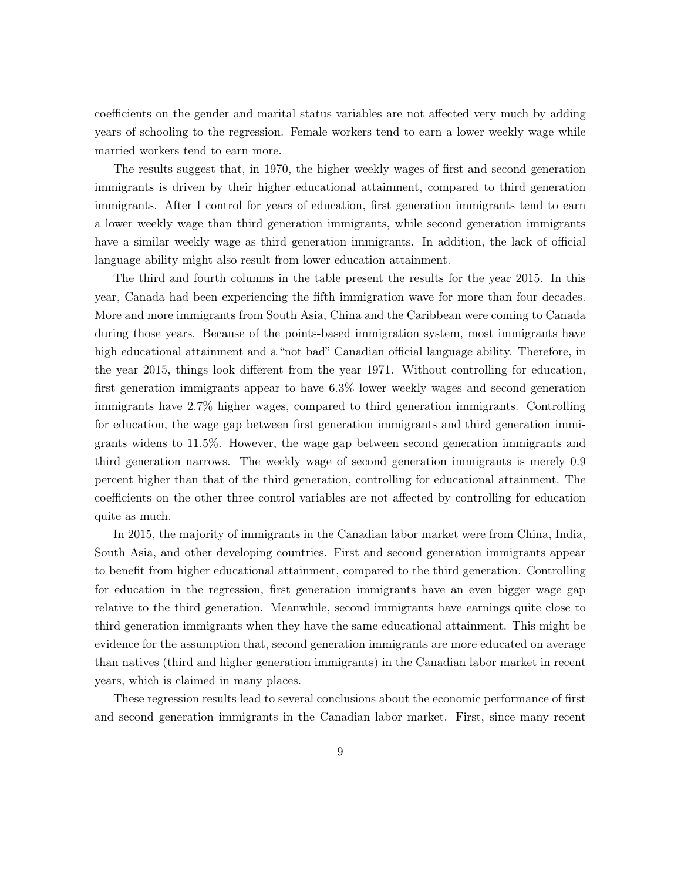coefficients on the gender and marital status variables are not affected very much by adding years of schooling to the regression. Female workers tend to earn a lower weekly wage while married workers tend to earn more.

The results suggest that, in 1970, the higher weekly wages of first and second generation immigrants is driven by their higher educational attainment, compared to third generation immigrants. After I control for years of education, first generation immigrants tend to earn a lower weekly wage than third generation immigrants, while second generation immigrants have a similar weekly wage as third generation immigrants. In addition, the lack of official language ability might also result from lower education attainment.

The third and fourth columns in the table present the results for the year 2015. In this year, Canada had been experiencing the fifth immigration wave for more than four decades. More and more immigrants from South Asia, China and the Caribbean were coming to Canada during those years. Because of the points-based immigration system, most immigrants have high educational attainment and a "not bad" Canadian official language ability. Therefore, in the year 2015, things look different from the year 1971. Without controlling for education, first generation immigrants appear to have 6.3% lower weekly wages and second generation immigrants have 2.7% higher wages, compared to third generation immigrants. Controlling for education, the wage gap between first generation immigrants and third generation immigrants widens to 11.5%. However, the wage gap between second generation immigrants and third generation narrows. The weekly wage of second generation immigrants is merely 0.9 percent higher than that of the third generation, controlling for educational attainment. The coefficients on the other three control variables are not affected by controlling for education quite as much.

In 2015, the majority of immigrants in the Canadian labor market were from China, India, South Asia, and other developing countries. First and second generation immigrants appear to benefit from higher educational attainment, compared to the third generation. Controlling for education in the regression, first generation immigrants have an even bigger wage gap relative to the third generation. Meanwhile, second immigrants have earnings quite close to third generation immigrants when they have the same educational attainment. This might be evidence for the assumption that, second generation immigrants are more educated on average than natives (third and higher generation immigrants) in the Canadian labor market in recent years, which is claimed in many places.

These regression results lead to several conclusions about the economic performance of first and second generation immigrants in the Canadian labor market. First, since many recent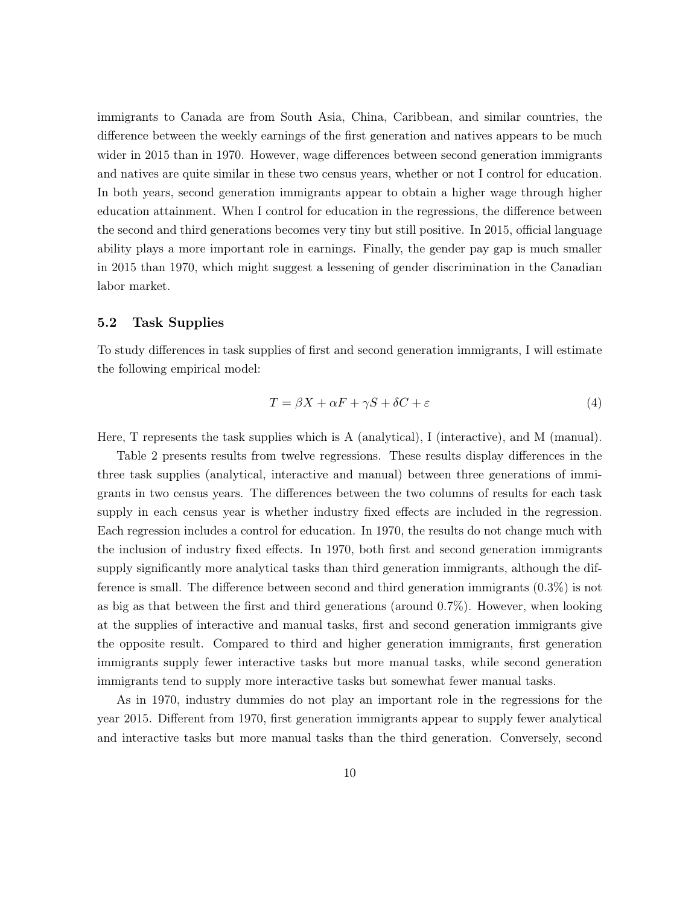immigrants to Canada are from South Asia, China, Caribbean, and similar countries, the difference between the weekly earnings of the first generation and natives appears to be much wider in 2015 than in 1970. However, wage differences between second generation immigrants and natives are quite similar in these two census years, whether or not I control for education. In both years, second generation immigrants appear to obtain a higher wage through higher education attainment. When I control for education in the regressions, the difference between the second and third generations becomes very tiny but still positive. In 2015, official language ability plays a more important role in earnings. Finally, the gender pay gap is much smaller in 2015 than 1970, which might suggest a lessening of gender discrimination in the Canadian labor market.

### 5.2 Task Supplies

To study differences in task supplies of first and second generation immigrants, I will estimate the following empirical model:

$$T = \beta X + \alpha F + \gamma S + \delta C + \varepsilon \tag{4}$$

Here, T represents the task supplies which is A (analytical), I (interactive), and M (manual).

Table 2 presents results from twelve regressions. These results display differences in the three task supplies (analytical, interactive and manual) between three generations of immigrants in two census years. The differences between the two columns of results for each task supply in each census year is whether industry fixed effects are included in the regression. Each regression includes a control for education. In 1970, the results do not change much with the inclusion of industry fixed effects. In 1970, both first and second generation immigrants supply significantly more analytical tasks than third generation immigrants, although the difference is small. The difference between second and third generation immigrants (0.3%) is not as big as that between the first and third generations (around 0.7%). However, when looking at the supplies of interactive and manual tasks, first and second generation immigrants give the opposite result. Compared to third and higher generation immigrants, first generation immigrants supply fewer interactive tasks but more manual tasks, while second generation immigrants tend to supply more interactive tasks but somewhat fewer manual tasks.

As in 1970, industry dummies do not play an important role in the regressions for the year 2015. Different from 1970, first generation immigrants appear to supply fewer analytical and interactive tasks but more manual tasks than the third generation. Conversely, second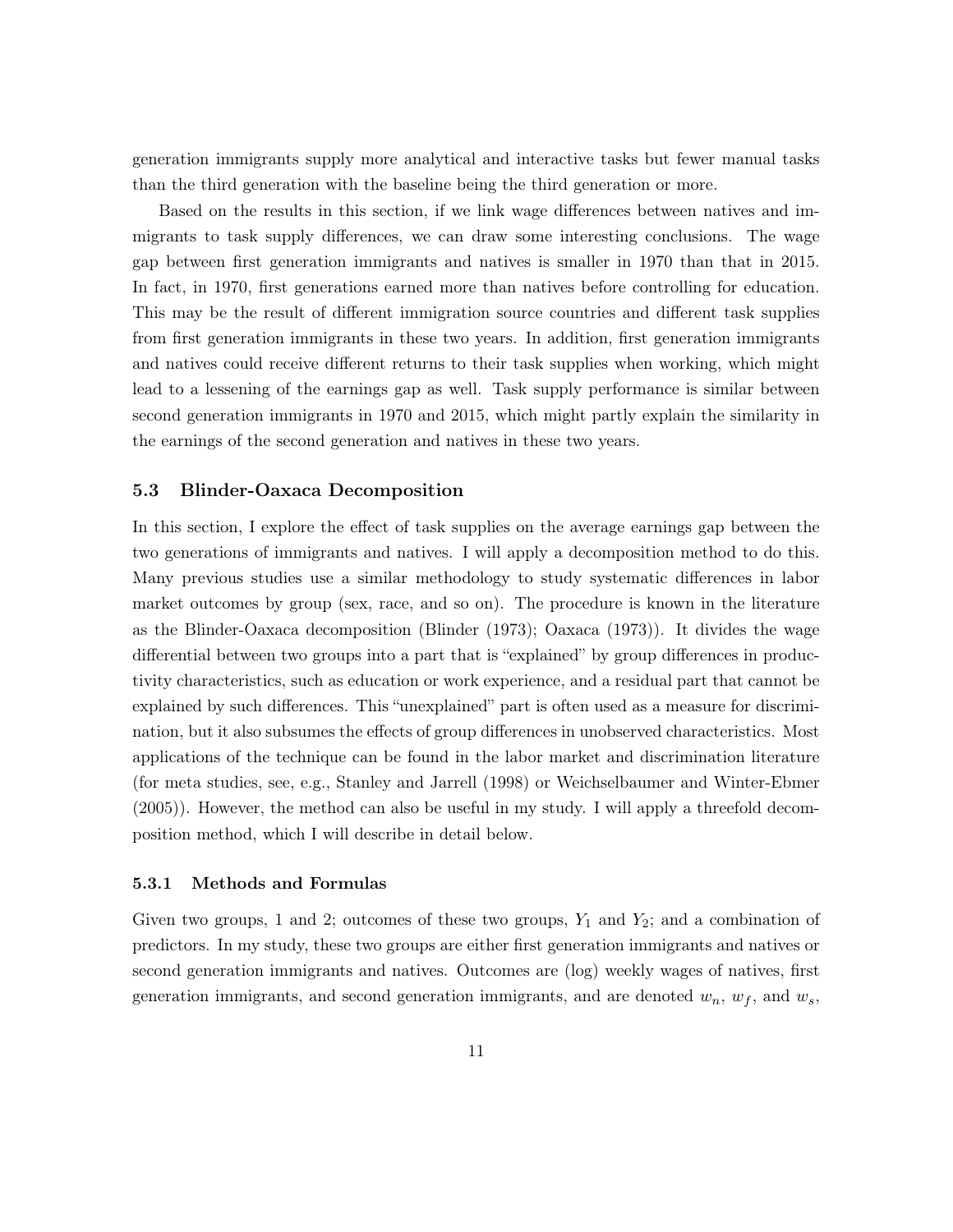generation immigrants supply more analytical and interactive tasks but fewer manual tasks than the third generation with the baseline being the third generation or more.

Based on the results in this section, if we link wage differences between natives and immigrants to task supply differences, we can draw some interesting conclusions. The wage gap between first generation immigrants and natives is smaller in 1970 than that in 2015. In fact, in 1970, first generations earned more than natives before controlling for education. This may be the result of different immigration source countries and different task supplies from first generation immigrants in these two years. In addition, first generation immigrants and natives could receive different returns to their task supplies when working, which might lead to a lessening of the earnings gap as well. Task supply performance is similar between second generation immigrants in 1970 and 2015, which might partly explain the similarity in the earnings of the second generation and natives in these two years.

### 5.3 Blinder-Oaxaca Decomposition

In this section, I explore the effect of task supplies on the average earnings gap between the two generations of immigrants and natives. I will apply a decomposition method to do this. Many previous studies use a similar methodology to study systematic differences in labor market outcomes by group (sex, race, and so on). The procedure is known in the literature as the Blinder-Oaxaca decomposition (Blinder (1973); Oaxaca (1973)). It divides the wage differential between two groups into a part that is "explained" by group differences in productivity characteristics, such as education or work experience, and a residual part that cannot be explained by such differences. This "unexplained" part is often used as a measure for discrimination, but it also subsumes the effects of group differences in unobserved characteristics. Most applications of the technique can be found in the labor market and discrimination literature (for meta studies, see, e.g., Stanley and Jarrell (1998) or Weichselbaumer and Winter-Ebmer (2005)). However, the method can also be useful in my study. I will apply a threefold decomposition method, which I will describe in detail below.

#### 5.3.1 Methods and Formulas

Given two groups, 1 and 2; outcomes of these two groups, $Y_1$ and $Y_2$; and a combination of predictors. In my study, these two groups are either first generation immigrants and natives or second generation immigrants and natives. Outcomes are (log) weekly wages of natives, first generation immigrants, and second generation immigrants, and are denoted $w_n$, $w_f$, and $w_s$,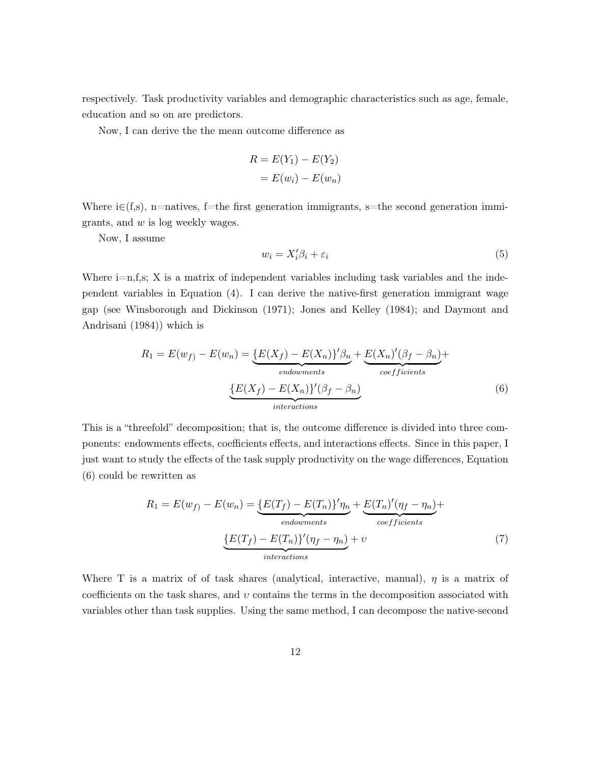respectively. Task productivity variables and demographic characteristics such as age, female, education and so on are predictors.

Now, I can derive the the mean outcome difference as

$$
\begin{aligned}
R &= E(Y_1) - E(Y_2) \\
&= E(w_i) - E(w_n)
\end{aligned}
$$

Where i∈(f,s), n=natives, f=the first generation immigrants, s=the second generation immigrants, and $w$ is log weekly wages.

Now, I assume

$$
w_i = X_i'\beta_i + \varepsilon_i \tag{5}
$$

Where i=n,f,s; X is a matrix of independent variables including task variables and the independent variables in Equation (4). I can derive the native-first generation immigrant wage gap (see Winsborough and Dickinson (1971); Jones and Kelley (1984); and Daymont and Andrisani (1984)) which is

$$
\begin{aligned}
R_1 = E(w_{f)} - E(w_n) = \underbrace{\{E(X_f) - E(X_n)\}'\beta_n}_{endowments} + \underbrace{E(X_n)'(\beta_f - \beta_n)}_{coefficients} + \\
\underbrace{\{E(X_f) - E(X_n)\}'(\beta_f - \beta_n)}_{interactions}
\end{aligned} \tag{6}
$$

This is a "threefold" decomposition; that is, the outcome difference is divided into three components: endowments effects, coefficients effects, and interactions effects. Since in this paper, I just want to study the effects of the task supply productivity on the wage differences, Equation (6) could be rewritten as

$$
\begin{aligned}
R_1 = E(w_{f)} - E(w_n) = \underbrace{\{E(T_f) - E(T_n)\}'\eta_n}_{endowments} + \underbrace{E(T_n)'(\eta_f - \eta_n)}_{coefficients} + \\
\underbrace{\{E(T_f) - E(T_n)\}'(\eta_f - \eta_n)}_{interactions} + \upsilon
\end{aligned} \tag{7}
$$

Where T is a matrix of of task shares (analytical, interactive, manual), $\eta$ is a matrix of coefficients on the task shares, and $\upsilon$ contains the terms in the decomposition associated with variables other than task supplies. Using the same method, I can decompose the native-second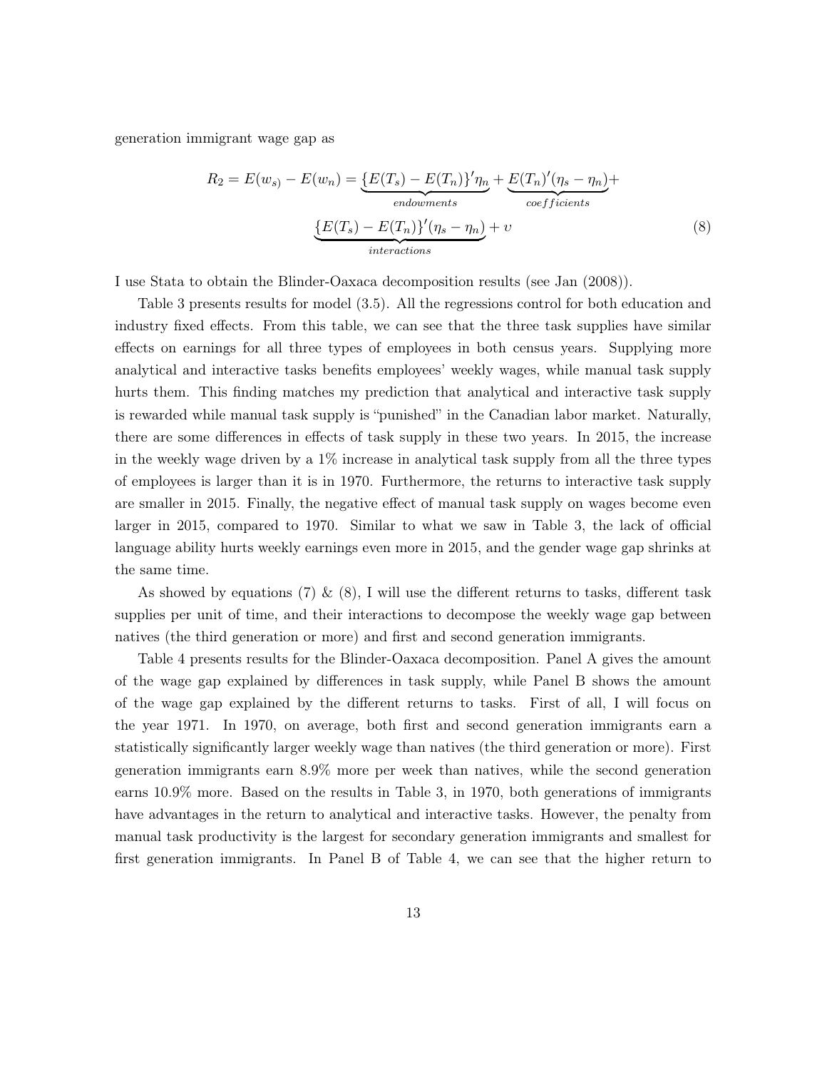generation immigrant wage gap as

$$R_2 = E(w_{s)}) - E(w_n) = \underbrace{\{E(T_s) - E(T_n)\}'\eta_n}_{endowments} + \underbrace{E(T_n)'(\eta_s - \eta_n)}_{coefficients} + \underbrace{\{E(T_s) - E(T_n)\}'(\eta_s - \eta_n)}_{interactions} + \upsilon \tag{8}$$

I use Stata to obtain the Blinder-Oaxaca decomposition results (see Jan (2008)).

Table 3 presents results for model (3.5). All the regressions control for both education and industry fixed effects. From this table, we can see that the three task supplies have similar effects on earnings for all three types of employees in both census years. Supplying more analytical and interactive tasks benefits employees' weekly wages, while manual task supply hurts them. This finding matches my prediction that analytical and interactive task supply is rewarded while manual task supply is "punished" in the Canadian labor market. Naturally, there are some differences in effects of task supply in these two years. In 2015, the increase in the weekly wage driven by a 1% increase in analytical task supply from all the three types of employees is larger than it is in 1970. Furthermore, the returns to interactive task supply are smaller in 2015. Finally, the negative effect of manual task supply on wages become even larger in 2015, compared to 1970. Similar to what we saw in Table 3, the lack of official language ability hurts weekly earnings even more in 2015, and the gender wage gap shrinks at the same time.

As showed by equations (7) & (8), I will use the different returns to tasks, different task supplies per unit of time, and their interactions to decompose the weekly wage gap between natives (the third generation or more) and first and second generation immigrants.

Table 4 presents results for the Blinder-Oaxaca decomposition. Panel A gives the amount of the wage gap explained by differences in task supply, while Panel B shows the amount of the wage gap explained by the different returns to tasks. First of all, I will focus on the year 1971. In 1970, on average, both first and second generation immigrants earn a statistically significantly larger weekly wage than natives (the third generation or more). First generation immigrants earn 8.9% more per week than natives, while the second generation earns 10.9% more. Based on the results in Table 3, in 1970, both generations of immigrants have advantages in the return to analytical and interactive tasks. However, the penalty from manual task productivity is the largest for secondary generation immigrants and smallest for first generation immigrants. In Panel B of Table 4, we can see that the higher return to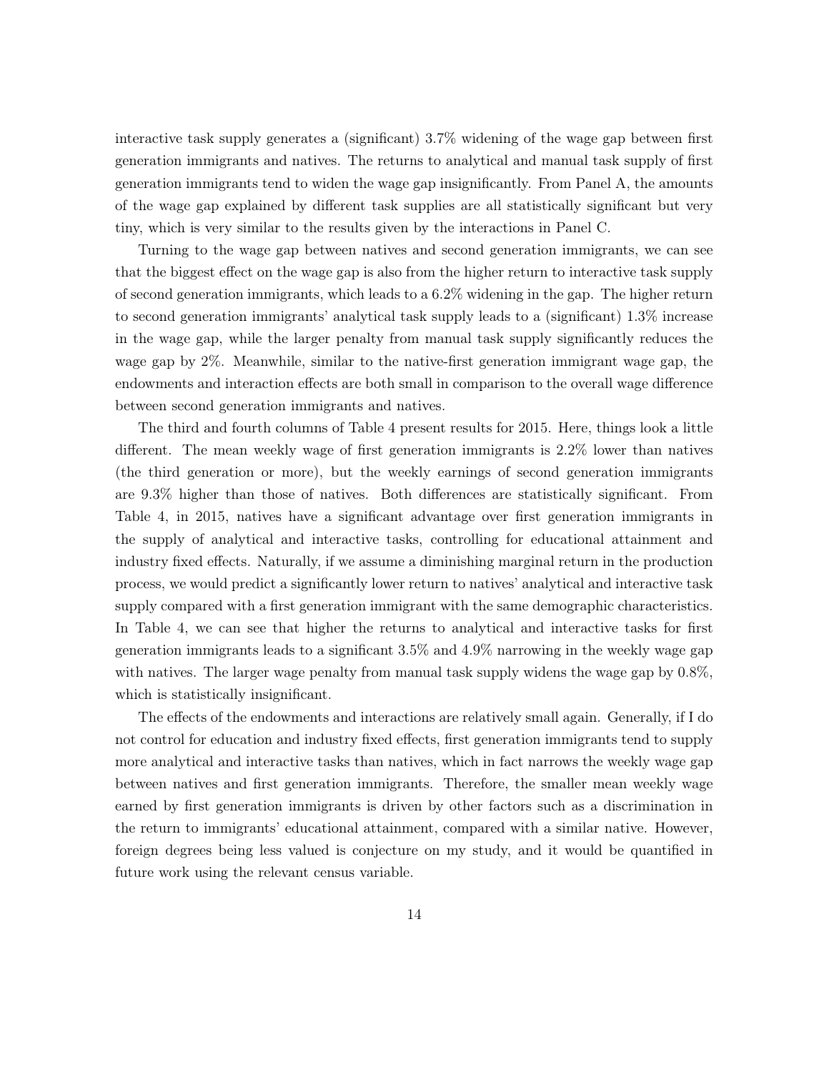interactive task supply generates a (significant) 3.7% widening of the wage gap between first generation immigrants and natives. The returns to analytical and manual task supply of first generation immigrants tend to widen the wage gap insignificantly. From Panel A, the amounts of the wage gap explained by different task supplies are all statistically significant but very tiny, which is very similar to the results given by the interactions in Panel C.

Turning to the wage gap between natives and second generation immigrants, we can see that the biggest effect on the wage gap is also from the higher return to interactive task supply of second generation immigrants, which leads to a 6.2% widening in the gap. The higher return to second generation immigrants' analytical task supply leads to a (significant) 1.3% increase in the wage gap, while the larger penalty from manual task supply significantly reduces the wage gap by 2%. Meanwhile, similar to the native-first generation immigrant wage gap, the endowments and interaction effects are both small in comparison to the overall wage difference between second generation immigrants and natives.

The third and fourth columns of Table 4 present results for 2015. Here, things look a little different. The mean weekly wage of first generation immigrants is 2.2% lower than natives (the third generation or more), but the weekly earnings of second generation immigrants are 9.3% higher than those of natives. Both differences are statistically significant. From Table 4, in 2015, natives have a significant advantage over first generation immigrants in the supply of analytical and interactive tasks, controlling for educational attainment and industry fixed effects. Naturally, if we assume a diminishing marginal return in the production process, we would predict a significantly lower return to natives' analytical and interactive task supply compared with a first generation immigrant with the same demographic characteristics. In Table 4, we can see that higher the returns to analytical and interactive tasks for first generation immigrants leads to a significant 3.5% and 4.9% narrowing in the weekly wage gap with natives. The larger wage penalty from manual task supply widens the wage gap by 0.8%, which is statistically insignificant.

The effects of the endowments and interactions are relatively small again. Generally, if I do not control for education and industry fixed effects, first generation immigrants tend to supply more analytical and interactive tasks than natives, which in fact narrows the weekly wage gap between natives and first generation immigrants. Therefore, the smaller mean weekly wage earned by first generation immigrants is driven by other factors such as a discrimination in the return to immigrants' educational attainment, compared with a similar native. However, foreign degrees being less valued is conjecture on my study, and it would be quantified in future work using the relevant census variable.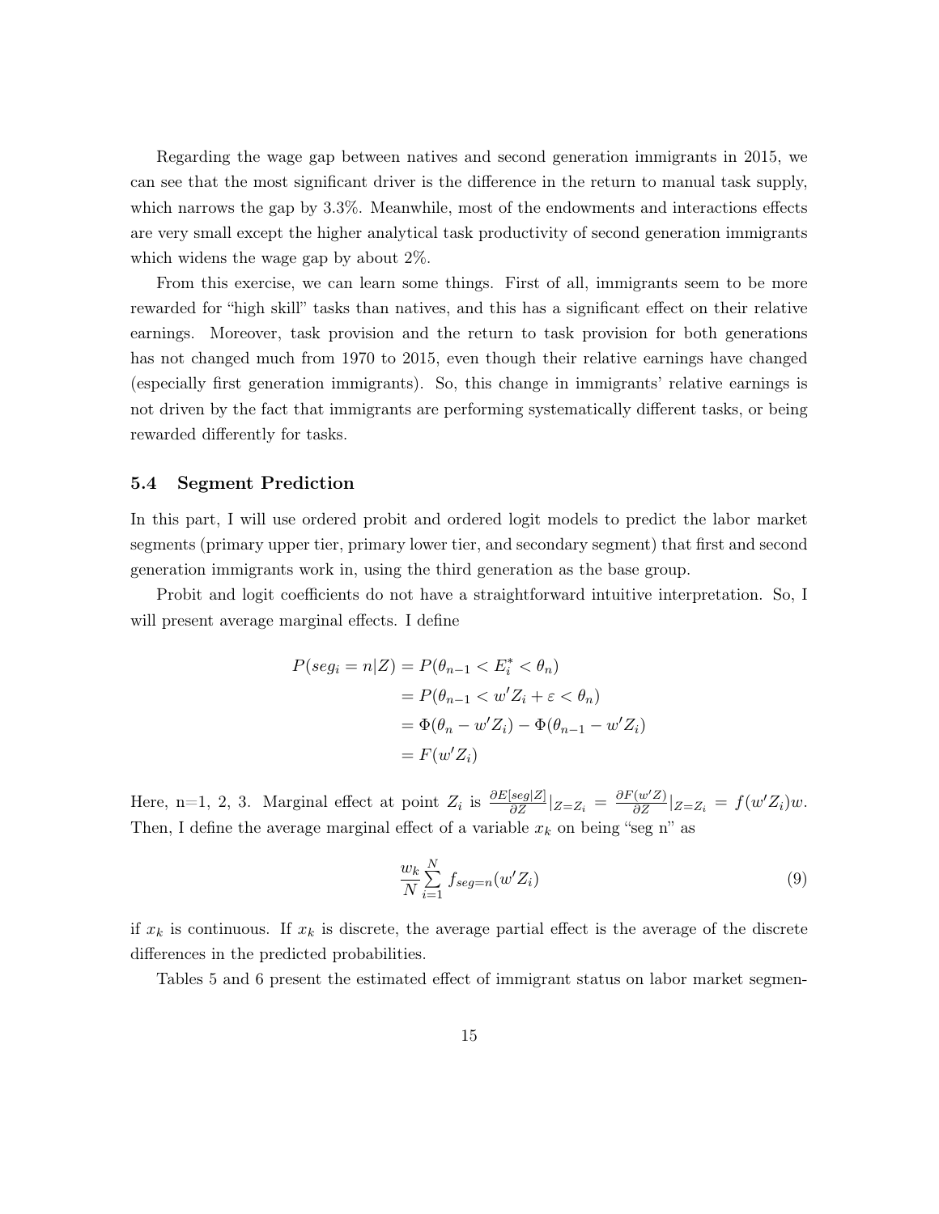Regarding the wage gap between natives and second generation immigrants in 2015, we can see that the most significant driver is the difference in the return to manual task supply, which narrows the gap by 3.3%. Meanwhile, most of the endowments and interactions effects are very small except the higher analytical task productivity of second generation immigrants which widens the wage gap by about 2%.

From this exercise, we can learn some things. First of all, immigrants seem to be more rewarded for "high skill" tasks than natives, and this has a significant effect on their relative earnings. Moreover, task provision and the return to task provision for both generations has not changed much from 1970 to 2015, even though their relative earnings have changed (especially first generation immigrants). So, this change in immigrants' relative earnings is not driven by the fact that immigrants are performing systematically different tasks, or being rewarded differently for tasks.

### 5.4 Segment Prediction

In this part, I will use ordered probit and ordered logit models to predict the labor market segments (primary upper tier, primary lower tier, and secondary segment) that first and second generation immigrants work in, using the third generation as the base group.

Probit and logit coefficients do not have a straightforward intuitive interpretation. So, I will present average marginal effects. I define

$$
\begin{aligned}
P(seg_i = n|Z) &= P(\theta_{n-1} < E_i^* < \theta_n) \\
&= P(\theta_{n-1} < w'Z_i + \varepsilon < \theta_n) \\
&= \Phi(\theta_n - w'Z_i) - \Phi(\theta_{n-1} - w'Z_i) \\
&= F(w'Z_i)
\end{aligned}
$$

Here, n=1, 2, 3. Marginal effect at point $Z_i$ is $\frac{\partial E[seg|Z]}{\partial Z}|_{Z=Z_i} = \frac{\partial F(w'Z)}{\partial Z}|_{Z=Z_i} = f(w'Z_i)w$. Then, I define the average marginal effect of a variable $x_k$ on being "seg n" as

$$
\frac{w_k}{N}\sum_{i=1}^{N} f_{seg=n}(w'Z_i) \tag{9}
$$

if $x_k$ is continuous. If $x_k$ is discrete, the average partial effect is the average of the discrete differences in the predicted probabilities.

Tables 5 and 6 present the estimated effect of immigrant status on labor market segmen-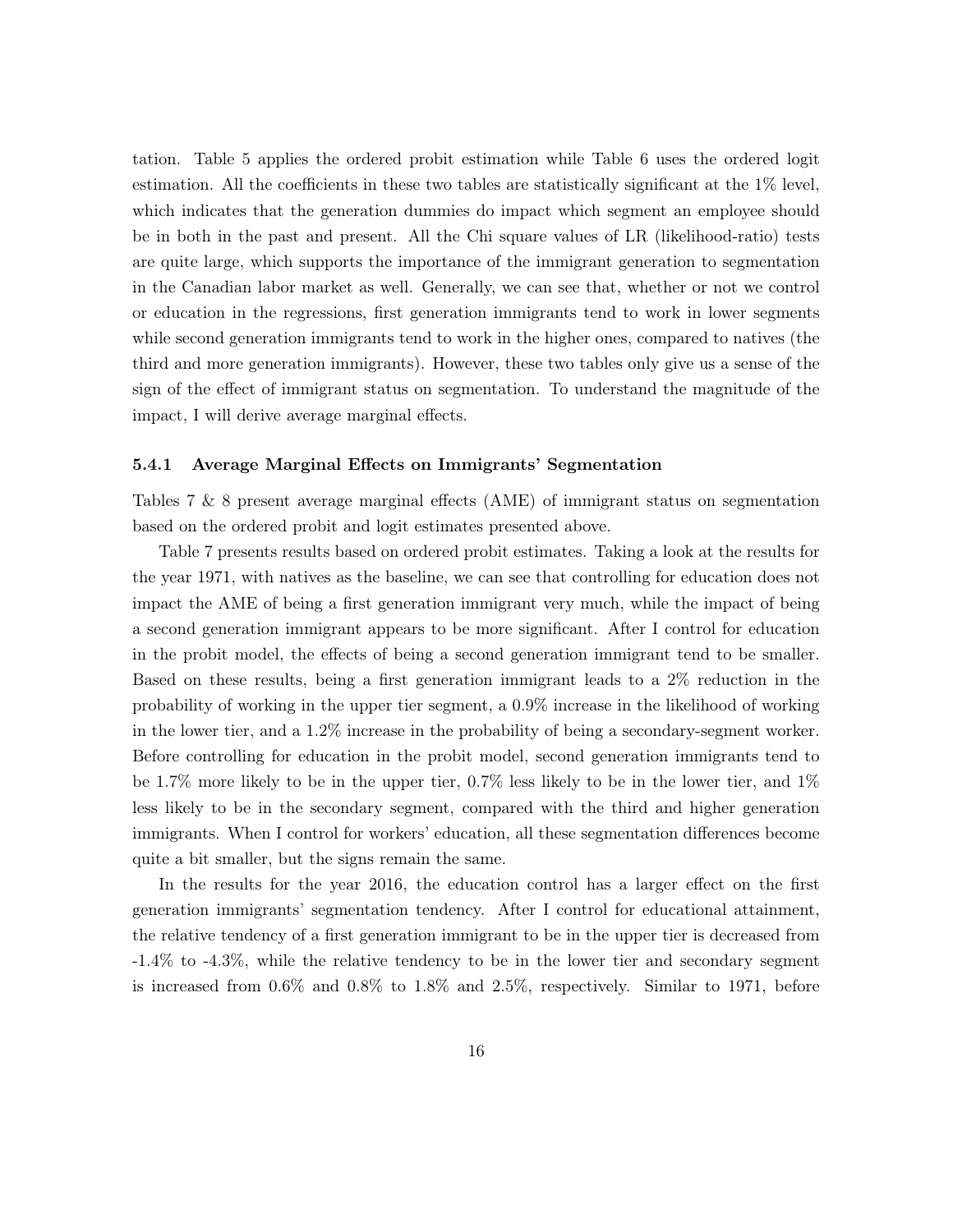tation. Table 5 applies the ordered probit estimation while Table 6 uses the ordered logit estimation. All the coefficients in these two tables are statistically significant at the 1% level, which indicates that the generation dummies do impact which segment an employee should be in both in the past and present. All the Chi square values of LR (likelihood-ratio) tests are quite large, which supports the importance of the immigrant generation to segmentation in the Canadian labor market as well. Generally, we can see that, whether or not we control or education in the regressions, first generation immigrants tend to work in lower segments while second generation immigrants tend to work in the higher ones, compared to natives (the third and more generation immigrants). However, these two tables only give us a sense of the sign of the effect of immigrant status on segmentation. To understand the magnitude of the impact, I will derive average marginal effects.

### 5.4.1 Average Marginal Effects on Immigrants' Segmentation

Tables 7 & 8 present average marginal effects (AME) of immigrant status on segmentation based on the ordered probit and logit estimates presented above.

Table 7 presents results based on ordered probit estimates. Taking a look at the results for the year 1971, with natives as the baseline, we can see that controlling for education does not impact the AME of being a first generation immigrant very much, while the impact of being a second generation immigrant appears to be more significant. After I control for education in the probit model, the effects of being a second generation immigrant tend to be smaller. Based on these results, being a first generation immigrant leads to a 2% reduction in the probability of working in the upper tier segment, a 0.9% increase in the likelihood of working in the lower tier, and a 1.2% increase in the probability of being a secondary-segment worker. Before controlling for education in the probit model, second generation immigrants tend to be 1.7% more likely to be in the upper tier, 0.7% less likely to be in the lower tier, and 1% less likely to be in the secondary segment, compared with the third and higher generation immigrants. When I control for workers' education, all these segmentation differences become quite a bit smaller, but the signs remain the same.

In the results for the year 2016, the education control has a larger effect on the first generation immigrants' segmentation tendency. After I control for educational attainment, the relative tendency of a first generation immigrant to be in the upper tier is decreased from -1.4% to -4.3%, while the relative tendency to be in the lower tier and secondary segment is increased from 0.6% and 0.8% to 1.8% and 2.5%, respectively. Similar to 1971, before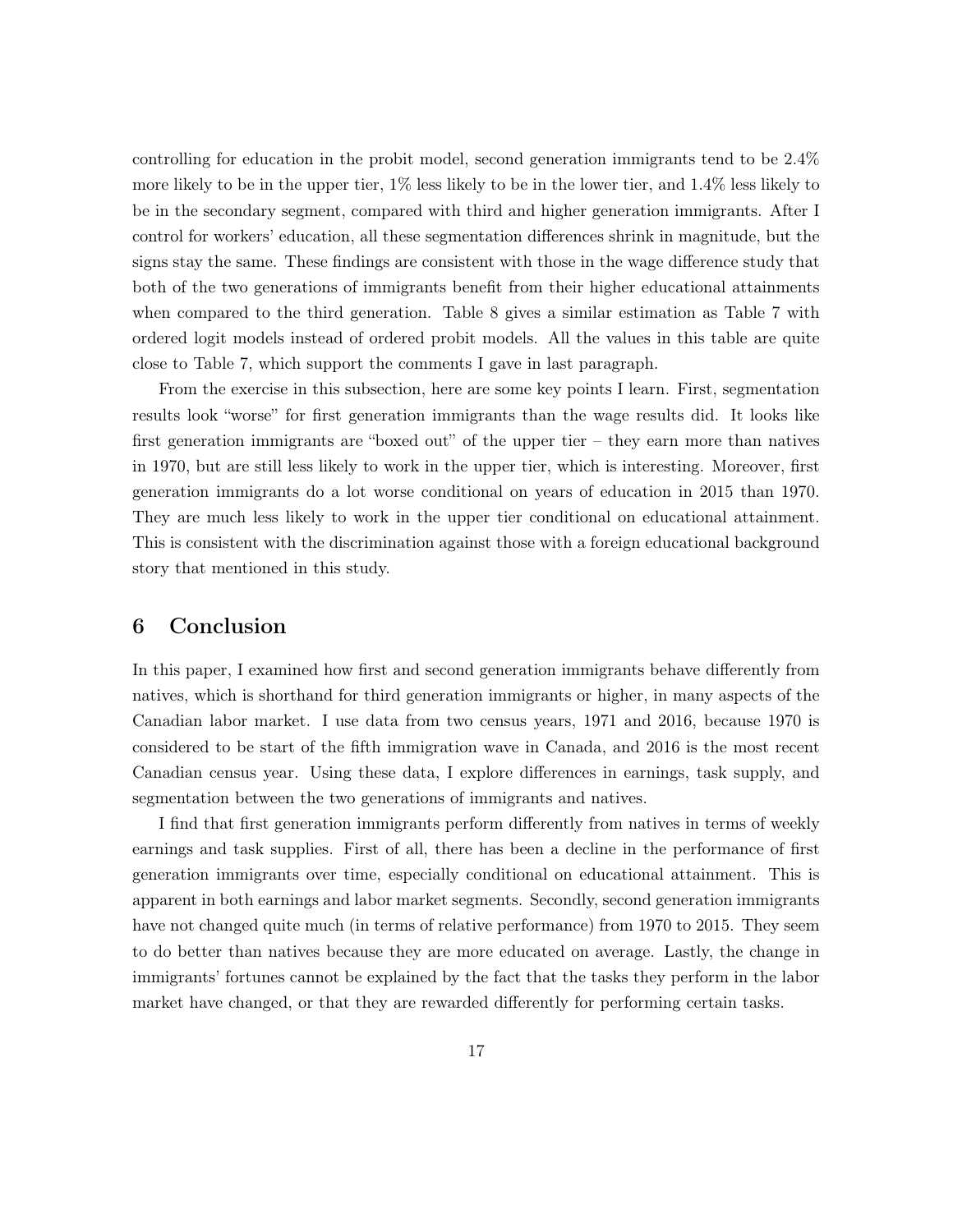controlling for education in the probit model, second generation immigrants tend to be 2.4% more likely to be in the upper tier, 1% less likely to be in the lower tier, and 1.4% less likely to be in the secondary segment, compared with third and higher generation immigrants. After I control for workers' education, all these segmentation differences shrink in magnitude, but the signs stay the same. These findings are consistent with those in the wage difference study that both of the two generations of immigrants benefit from their higher educational attainments when compared to the third generation. Table 8 gives a similar estimation as Table 7 with ordered logit models instead of ordered probit models. All the values in this table are quite close to Table 7, which support the comments I gave in last paragraph.

From the exercise in this subsection, here are some key points I learn. First, segmentation results look "worse" for first generation immigrants than the wage results did. It looks like first generation immigrants are "boxed out" of the upper tier – they earn more than natives in 1970, but are still less likely to work in the upper tier, which is interesting. Moreover, first generation immigrants do a lot worse conditional on years of education in 2015 than 1970. They are much less likely to work in the upper tier conditional on educational attainment. This is consistent with the discrimination against those with a foreign educational background story that mentioned in this study.

# 6 Conclusion

In this paper, I examined how first and second generation immigrants behave differently from natives, which is shorthand for third generation immigrants or higher, in many aspects of the Canadian labor market. I use data from two census years, 1971 and 2016, because 1970 is considered to be start of the fifth immigration wave in Canada, and 2016 is the most recent Canadian census year. Using these data, I explore differences in earnings, task supply, and segmentation between the two generations of immigrants and natives.

I find that first generation immigrants perform differently from natives in terms of weekly earnings and task supplies. First of all, there has been a decline in the performance of first generation immigrants over time, especially conditional on educational attainment. This is apparent in both earnings and labor market segments. Secondly, second generation immigrants have not changed quite much (in terms of relative performance) from 1970 to 2015. They seem to do better than natives because they are more educated on average. Lastly, the change in immigrants' fortunes cannot be explained by the fact that the tasks they perform in the labor market have changed, or that they are rewarded differently for performing certain tasks.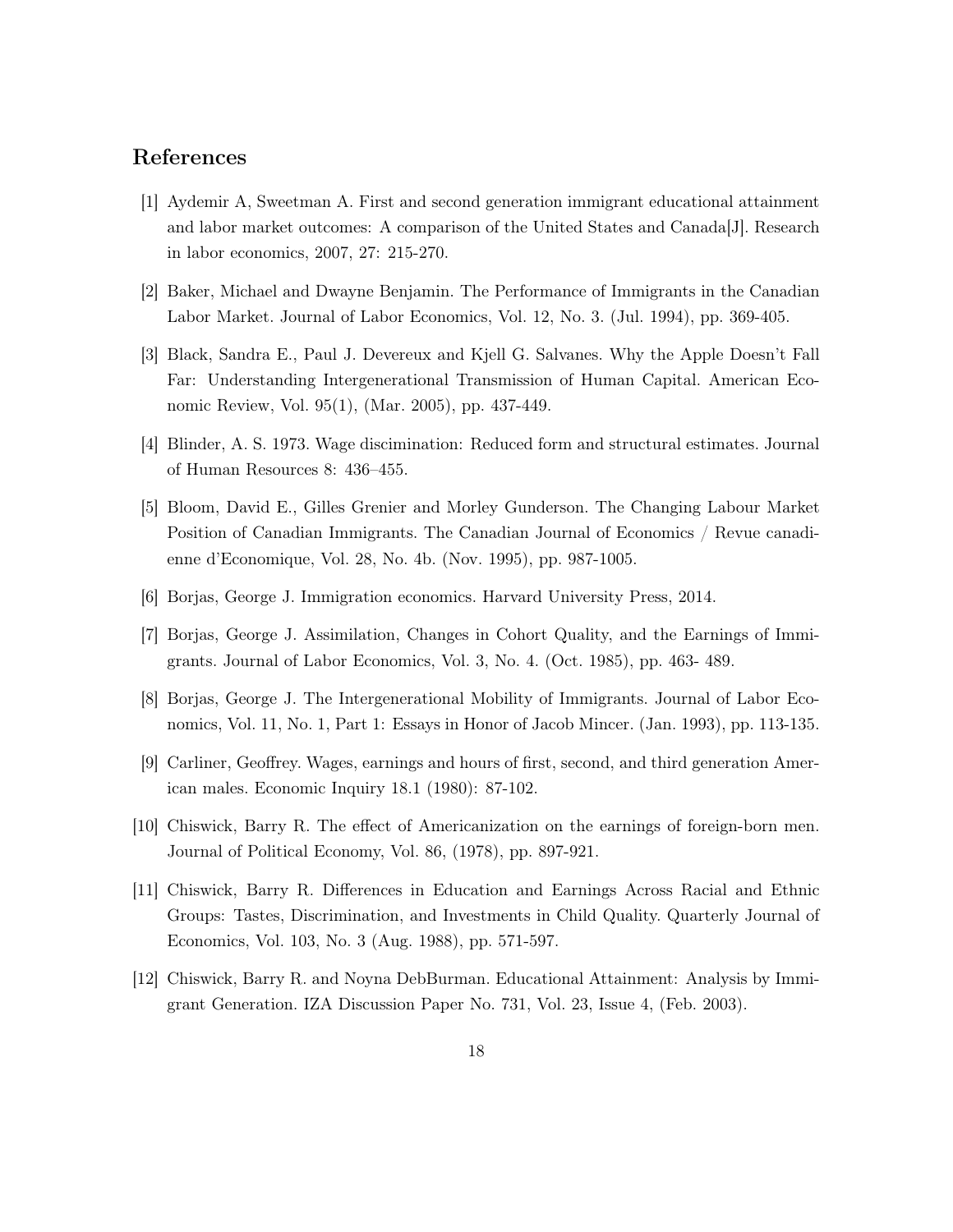## References

[1] Aydemir A, Sweetman A. First and second generation immigrant educational attainment and labor market outcomes: A comparison of the United States and Canada[J]. Research in labor economics, 2007, 27: 215-270.

[2] Baker, Michael and Dwayne Benjamin. The Performance of Immigrants in the Canadian Labor Market. Journal of Labor Economics, Vol. 12, No. 3. (Jul. 1994), pp. 369-405.

[3] Black, Sandra E., Paul J. Devereux and Kjell G. Salvanes. Why the Apple Doesn't Fall Far: Understanding Intergenerational Transmission of Human Capital. American Economic Review, Vol. 95(1), (Mar. 2005), pp. 437-449.

[4] Blinder, A. S. 1973. Wage discimination: Reduced form and structural estimates. Journal of Human Resources 8: 436–455.

[5] Bloom, David E., Gilles Grenier and Morley Gunderson. The Changing Labour Market Position of Canadian Immigrants. The Canadian Journal of Economics / Revue canadienne d'Economique, Vol. 28, No. 4b. (Nov. 1995), pp. 987-1005.

[6] Borjas, George J. Immigration economics. Harvard University Press, 2014.

[7] Borjas, George J. Assimilation, Changes in Cohort Quality, and the Earnings of Immigrants. Journal of Labor Economics, Vol. 3, No. 4. (Oct. 1985), pp. 463- 489.

[8] Borjas, George J. The Intergenerational Mobility of Immigrants. Journal of Labor Economics, Vol. 11, No. 1, Part 1: Essays in Honor of Jacob Mincer. (Jan. 1993), pp. 113-135.

[9] Carliner, Geoffrey. Wages, earnings and hours of first, second, and third generation American males. Economic Inquiry 18.1 (1980): 87-102.

[10] Chiswick, Barry R. The effect of Americanization on the earnings of foreign-born men. Journal of Political Economy, Vol. 86, (1978), pp. 897-921.

[11] Chiswick, Barry R. Differences in Education and Earnings Across Racial and Ethnic Groups: Tastes, Discrimination, and Investments in Child Quality. Quarterly Journal of Economics, Vol. 103, No. 3 (Aug. 1988), pp. 571-597.

[12] Chiswick, Barry R. and Noyna DebBurman. Educational Attainment: Analysis by Immigrant Generation. IZA Discussion Paper No. 731, Vol. 23, Issue 4, (Feb. 2003).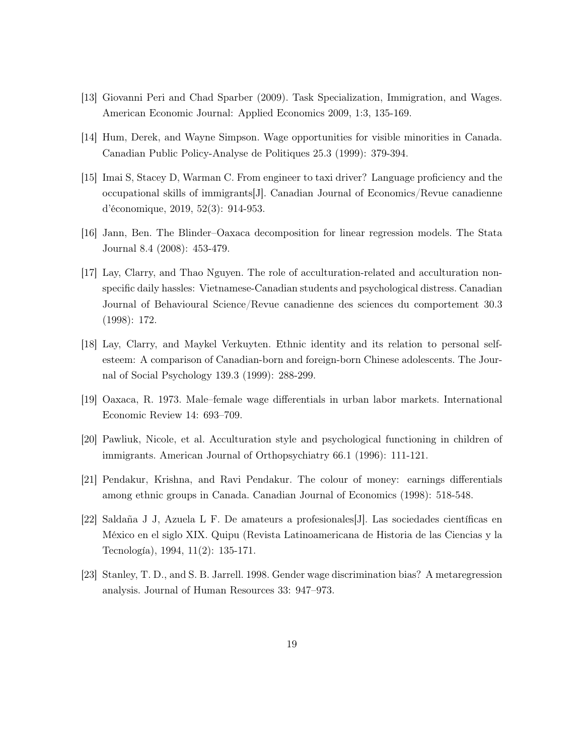[13] Giovanni Peri and Chad Sparber (2009). Task Specialization, Immigration, and Wages. American Economic Journal: Applied Economics 2009, 1:3, 135-169.

[14] Hum, Derek, and Wayne Simpson. Wage opportunities for visible minorities in Canada. Canadian Public Policy-Analyse de Politiques 25.3 (1999): 379-394.

[15] Imai S, Stacey D, Warman C. From engineer to taxi driver? Language proficiency and the occupational skills of immigrants[J]. Canadian Journal of Economics/Revue canadienne d'économique, 2019, 52(3): 914-953.

[16] Jann, Ben. The Blinder–Oaxaca decomposition for linear regression models. The Stata Journal 8.4 (2008): 453-479.

[17] Lay, Clarry, and Thao Nguyen. The role of acculturation-related and acculturation non-specific daily hassles: Vietnamese-Canadian students and psychological distress. Canadian Journal of Behavioural Science/Revue canadienne des sciences du comportement 30.3 (1998): 172.

[18] Lay, Clarry, and Maykel Verkuyten. Ethnic identity and its relation to personal self-esteem: A comparison of Canadian-born and foreign-born Chinese adolescents. The Journal of Social Psychology 139.3 (1999): 288-299.

[19] Oaxaca, R. 1973. Male–female wage differentials in urban labor markets. International Economic Review 14: 693–709.

[20] Pawliuk, Nicole, et al. Acculturation style and psychological functioning in children of immigrants. American Journal of Orthopsychiatry 66.1 (1996): 111-121.

[21] Pendakur, Krishna, and Ravi Pendakur. The colour of money: earnings differentials among ethnic groups in Canada. Canadian Journal of Economics (1998): 518-548.

[22] Saldaña J J, Azuela L F. De amateurs a profesionales[J]. Las sociedades científicas en México en el siglo XIX. Quipu (Revista Latinoamericana de Historia de las Ciencias y la Tecnología), 1994, 11(2): 135-171.

[23] Stanley, T. D., and S. B. Jarrell. 1998. Gender wage discrimination bias? A metaregression analysis. Journal of Human Resources 33: 947–973.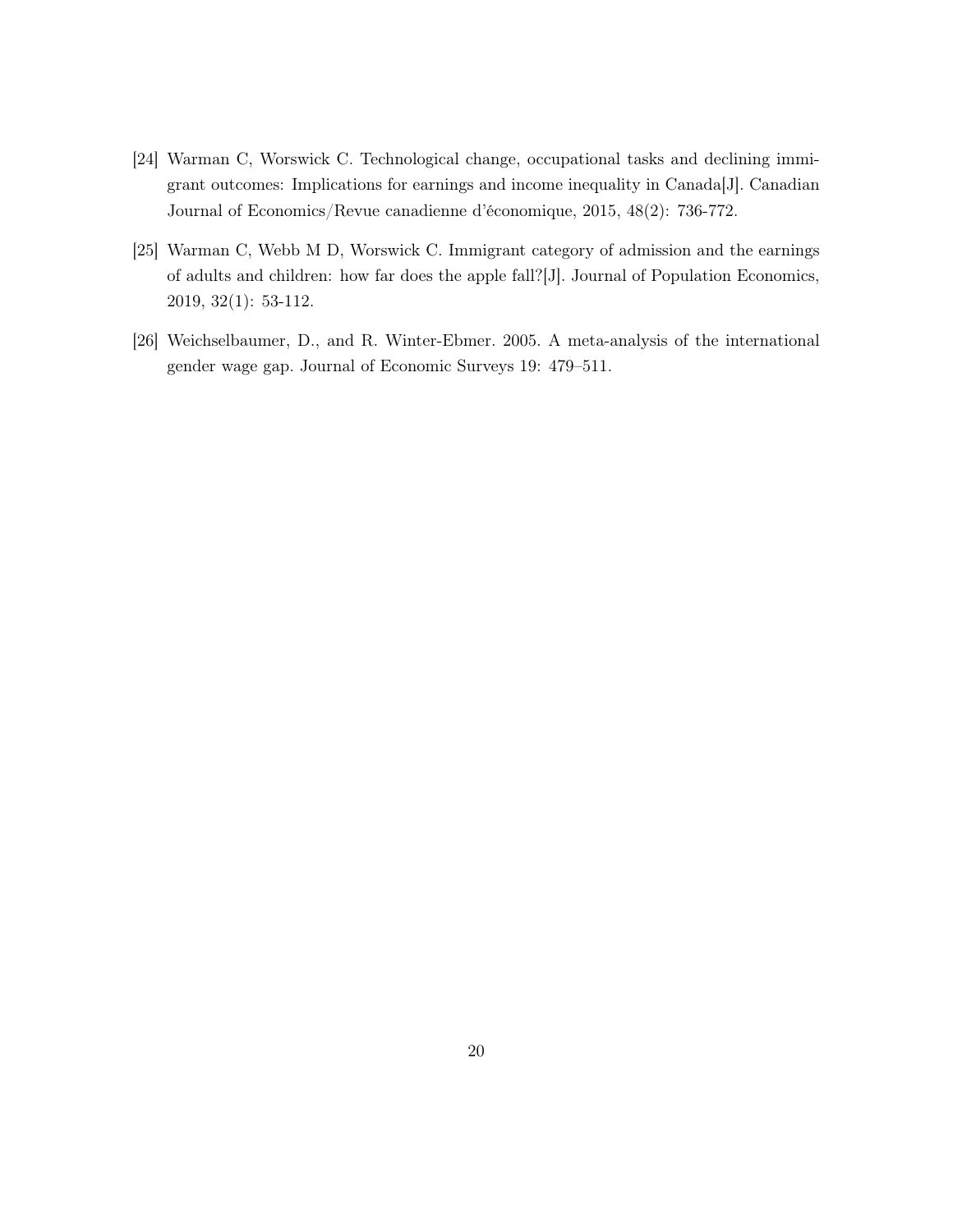[24] Warman C, Worswick C. Technological change, occupational tasks and declining immigrant outcomes: Implications for earnings and income inequality in Canada[J]. Canadian Journal of Economics/Revue canadienne d'économique, 2015, 48(2): 736-772.

[25] Warman C, Webb M D, Worswick C. Immigrant category of admission and the earnings of adults and children: how far does the apple fall?[J]. Journal of Population Economics, 2019, 32(1): 53-112.

[26] Weichselbaumer, D., and R. Winter-Ebmer. 2005. A meta-analysis of the international gender wage gap. Journal of Economic Surveys 19: 479–511.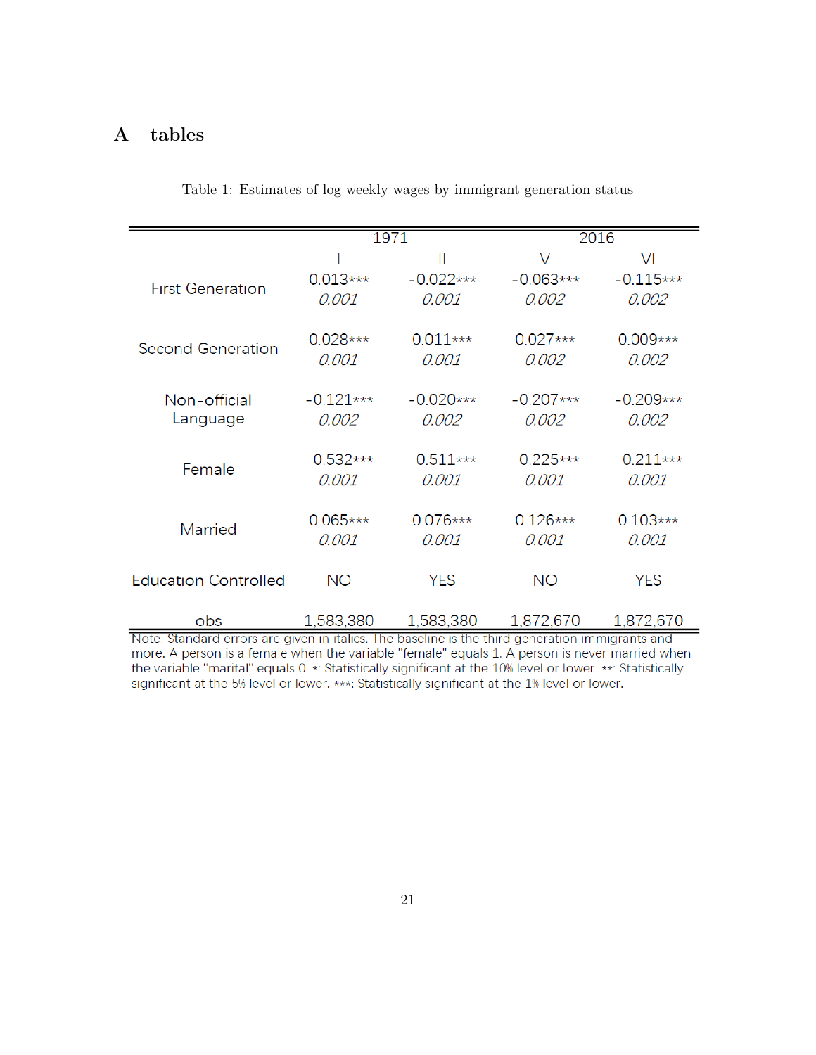# A tables

Table 1: Estimates of log weekly wages by immigrant generation status

| | 1971 | | 2016 | |
|---|---|---|---|---|
| | I | II | V | VI |
| First Generation | 0.013*** | -0.022*** | -0.063*** | -0.115*** |
| | *0.001* | *0.001* | *0.002* | *0.002* |
| Second Generation | 0.028*** | 0.011*** | 0.027*** | 0.009*** |
| | *0.001* | *0.001* | *0.002* | *0.002* |
| Non-official Language | -0.121*** | -0.020*** | -0.207*** | -0.209*** |
| | *0.002* | *0.002* | *0.002* | *0.002* |
| Female | -0.532*** | -0.511*** | -0.225*** | -0.211*** |
| | *0.001* | *0.001* | *0.001* | *0.001* |
| Married | 0.065*** | 0.076*** | 0.126*** | 0.103*** |
| | *0.001* | *0.001* | *0.001* | *0.001* |
| Education Controlled | NO | YES | NO | YES |
| obs | 1,583,380 | 1,583,380 | 1,872,670 | 1,872,670 |

Note: Standard errors are given in italics. The baseline is the third generation immigrants and more. A person is a female when the variable "female" equals 1. A person is never married when the variable "marital" equals 0. *: Statistically significant at the 10% level or lower. **: Statistically significant at the 5% level or lower. ***: Statistically significant at the 1% level or lower.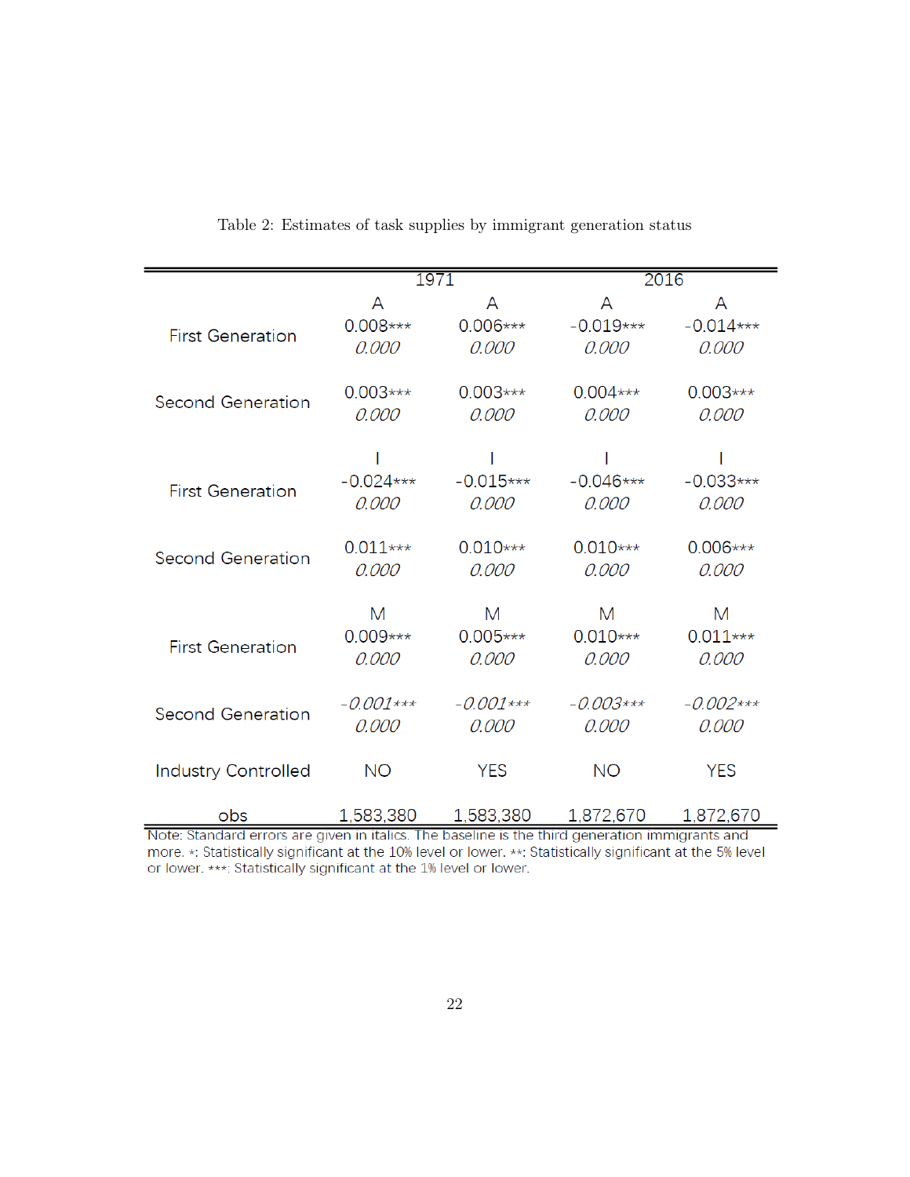Table 2: Estimates of task supplies by immigrant generation status

| | 1971 | | 2016 | |
|---|---|---|---|---|
| | A | A | A | A |
| First Generation | 0.008*** | 0.006*** | -0.019*** | -0.014*** |
| | *0.000* | *0.000* | *0.000* | *0.000* |
| Second Generation | 0.003*** | 0.003*** | 0.004*** | 0.003*** |
| | *0.000* | *0.000* | *0.000* | *0.000* |
| | I | I | I | I |
| First Generation | -0.024*** | -0.015*** | -0.046*** | -0.033*** |
| | *0.000* | *0.000* | *0.000* | *0.000* |
| Second Generation | 0.011*** | 0.010*** | 0.010*** | 0.006*** |
| | *0.000* | *0.000* | *0.000* | *0.000* |
| | M | M | M | M |
| First Generation | 0.009*** | 0.005*** | 0.010*** | 0.011*** |
| | *0.000* | *0.000* | *0.000* | *0.000* |
| Second Generation | *-0.001**** | *-0.001**** | *-0.003**** | *-0.002**** |
| | *0.000* | *0.000* | *0.000* | *0.000* |
| Industry Controlled | NO | YES | NO | YES |
| obs | 1,583,380 | 1,583,380 | 1,872,670 | 1,872,670 |

Note: Standard errors are given in italics. The baseline is the third generation immigrants and more. *: Statistically significant at the 10% level or lower. **: Statistically significant at the 5% level or lower. ***: Statistically significant at the 1% level or lower.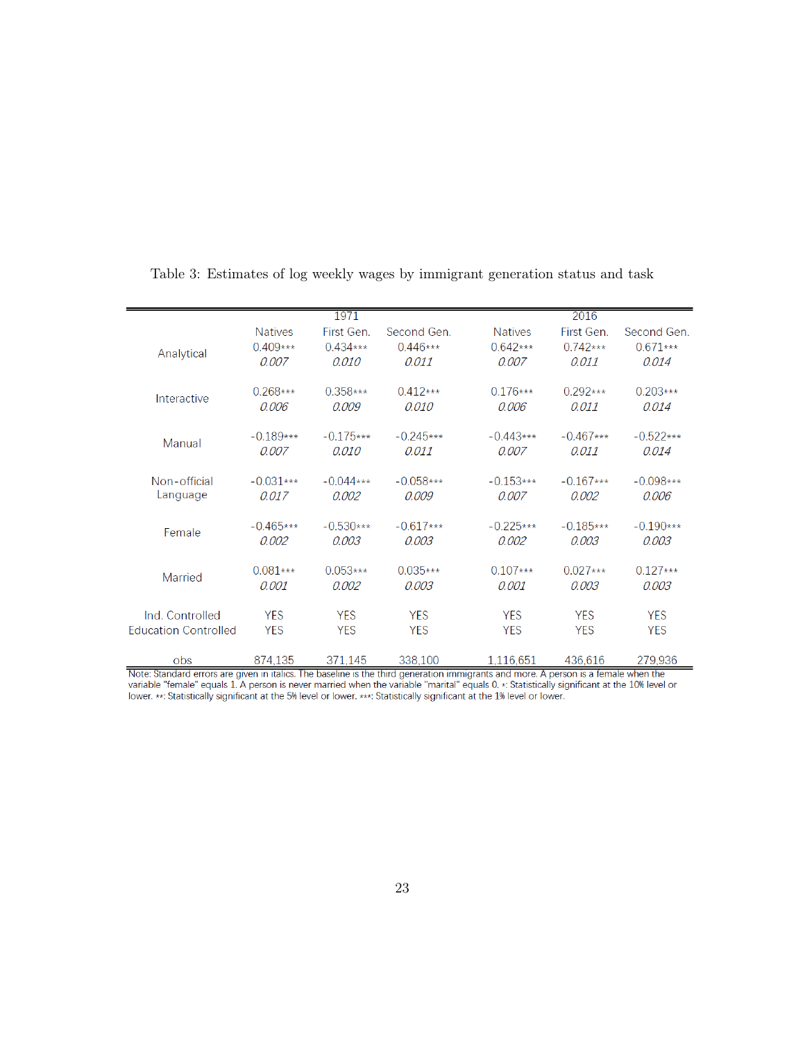Table 3: Estimates of log weekly wages by immigrant generation status and task

| | 1971 | | | 2016 | | |
|---|---|---|---|---|---|---|
| | Natives | First Gen. | Second Gen. | Natives | First Gen. | Second Gen. |
| Analytical | 0.409*** | 0.434*** | 0.446*** | 0.642*** | 0.742*** | 0.671*** |
| | *0.007* | *0.010* | *0.011* | *0.007* | *0.011* | *0.014* |
| Interactive | 0.268*** | 0.358*** | 0.412*** | 0.176*** | 0.292*** | 0.203*** |
| | *0.006* | *0.009* | *0.010* | *0.006* | *0.011* | *0.014* |
| Manual | -0.189*** | -0.175*** | -0.245*** | -0.443*** | -0.467*** | -0.522*** |
| | *0.007* | *0.010* | *0.011* | *0.007* | *0.011* | *0.014* |
| Non-official Language | -0.031*** | -0.044*** | -0.058*** | -0.153*** | -0.167*** | -0.098*** |
| | *0.017* | *0.002* | *0.009* | *0.007* | *0.002* | *0.006* |
| Female | -0.465*** | -0.530*** | -0.617*** | -0.225*** | -0.185*** | -0.190*** |
| | *0.002* | *0.003* | *0.003* | *0.002* | *0.003* | *0.003* |
| Married | 0.081*** | 0.053*** | 0.035*** | 0.107*** | 0.027*** | 0.127*** |
| | *0.001* | *0.002* | *0.003* | *0.001* | *0.003* | *0.003* |
| Ind. Controlled | YES | YES | YES | YES | YES | YES |
| Education Controlled | YES | YES | YES | YES | YES | YES |
| obs | 874,135 | 371,145 | 338,100 | 1,116,651 | 436,616 | 279,936 |

Note: Standard errors are given in italics. The baseline is the third generation immigrants and more. A person is a female when the variable "female" equals 1. A person is never married when the variable "marital" equals 0. *: Statistically significant at the 10% level or lower. **: Statistically significant at the 5% level or lower. ***: Statistically significant at the 1% level or lower.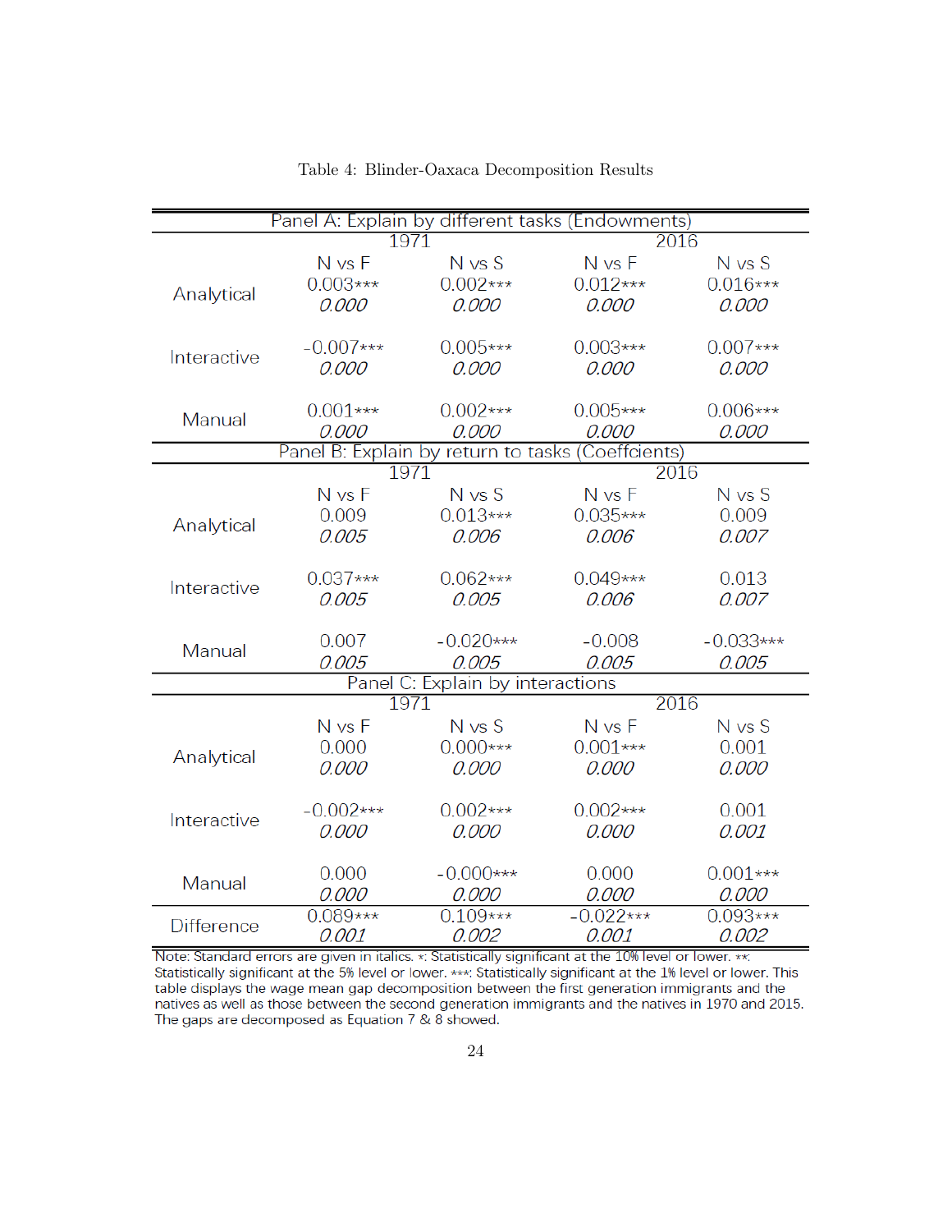Table 4: Blinder-Oaxaca Decomposition Results

| | 1971 | | 2016 | |
|---|---|---|---|---|
| **Panel A: Explain by different tasks (Endowments)** | | | | |
| | N vs F | N vs S | N vs F | N vs S |
| Analytical | 0.003*** | 0.002*** | 0.012*** | 0.016*** |
| | *0.000* | *0.000* | *0.000* | *0.000* |
| Interactive | -0.007*** | 0.005*** | 0.003*** | 0.007*** |
| | *0.000* | *0.000* | *0.000* | *0.000* |
| Manual | 0.001*** | 0.002*** | 0.005*** | 0.006*** |
| | *0.000* | *0.000* | *0.000* | *0.000* |
| **Panel B: Explain by return to tasks (Coeffcients)** | | | | |
| | N vs F | N vs S | N vs F | N vs S |
| Analytical | 0.009 | 0.013*** | 0.035*** | 0.009 |
| | *0.005* | *0.006* | *0.006* | *0.007* |
| Interactive | 0.037*** | 0.062*** | 0.049*** | 0.013 |
| | *0.005* | *0.005* | *0.006* | *0.007* |
| Manual | 0.007 | -0.020*** | -0.008 | -0.033*** |
| | *0.005* | *0.005* | *0.005* | *0.005* |
| **Panel C: Explain by interactions** | | | | |
| | N vs F | N vs S | N vs F | N vs S |
| Analytical | 0.000 | 0.000*** | 0.001*** | 0.001 |
| | *0.000* | *0.000* | *0.000* | *0.000* |
| Interactive | -0.002*** | 0.002*** | 0.002*** | 0.001 |
| | *0.000* | *0.000* | *0.000* | *0.001* |
| Manual | 0.000 | -0.000*** | 0.000 | 0.001*** |
| | *0.000* | *0.000* | *0.000* | *0.000* |
| Difference | 0.089*** | 0.109*** | -0.022*** | 0.093*** |
| | *0.001* | *0.002* | *0.001* | *0.002* |

Note: Standard errors are given in italics. *: Statistically significant at the 10% level or lower. **: Statistically significant at the 5% level or lower. ***: Statistically significant at the 1% level or lower. This table displays the wage mean gap decomposition between the first generation immigrants and the natives as well as those between the second generation immigrants and the natives in 1970 and 2015. The gaps are decomposed as Equation 7 & 8 showed.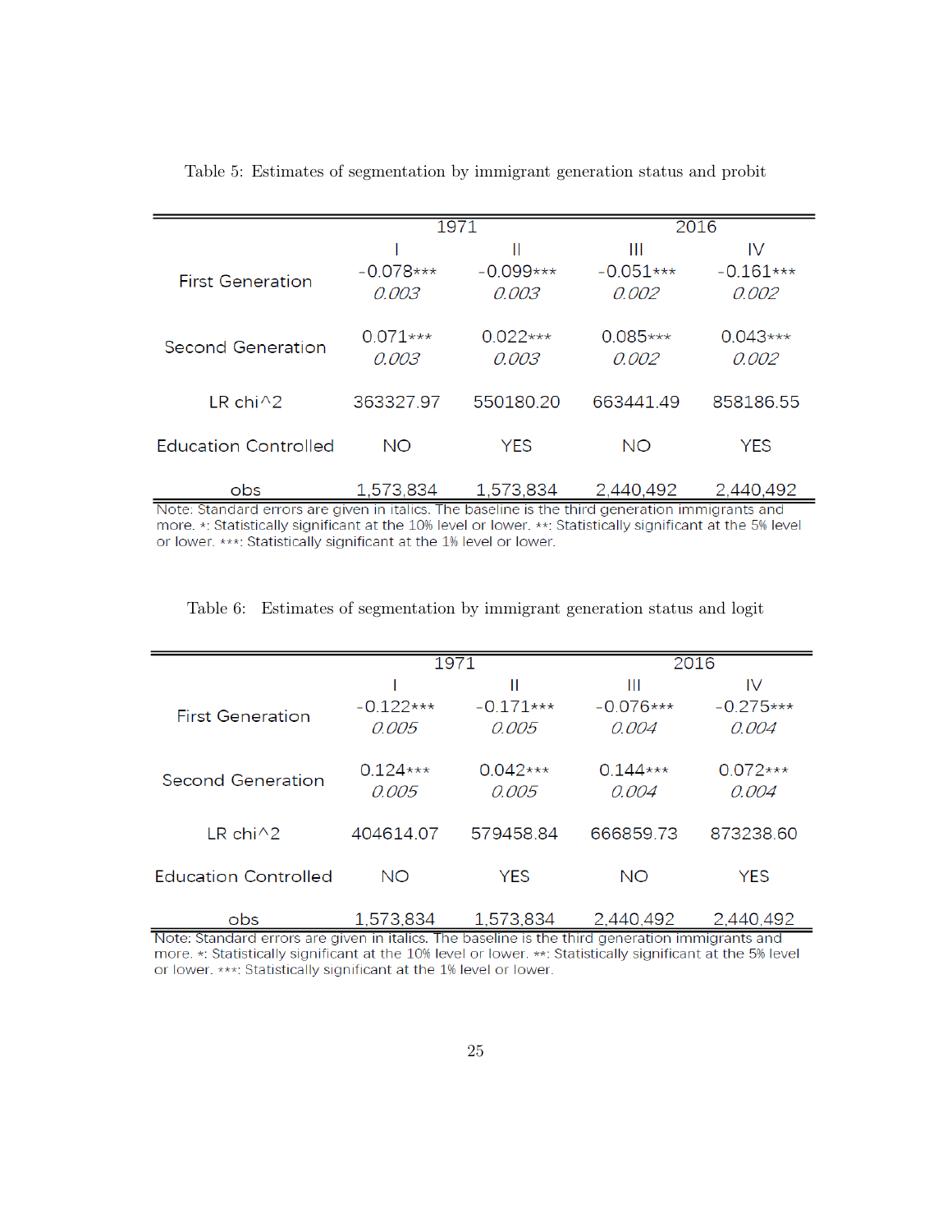Table 5: Estimates of segmentation by immigrant generation status and probit

| | 1971 | | 2016 | |
|---|---|---|---|---|
| | I | II | III | IV |
| First Generation | -0.078*** | -0.099*** | -0.051*** | -0.161*** |
| | *0.003* | *0.003* | *0.002* | *0.002* |
| Second Generation | 0.071*** | 0.022*** | 0.085*** | 0.043*** |
| | *0.003* | *0.003* | *0.002* | *0.002* |
| LR chi^2 | 363327.97 | 550180.20 | 663441.49 | 858186.55 |
| Education Controlled | NO | YES | NO | YES |
| obs | 1,573,834 | 1,573,834 | 2,440,492 | 2,440,492 |

Note: Standard errors are given in italics. The baseline is the third generation immigrants and more. *: Statistically significant at the 10% level or lower. **: Statistically significant at the 5% level or lower. ***: Statistically significant at the 1% level or lower.

Table 6: Estimates of segmentation by immigrant generation status and logit

| | 1971 | | 2016 | |
|---|---|---|---|---|
| | I | II | III | IV |
| First Generation | -0.122*** | -0.171*** | -0.076*** | -0.275*** |
| | *0.005* | *0.005* | *0.004* | *0.004* |
| Second Generation | 0.124*** | 0.042*** | 0.144*** | 0.072*** |
| | *0.005* | *0.005* | *0.004* | *0.004* |
| LR chi^2 | 404614.07 | 579458.84 | 666859.73 | 873238.60 |
| Education Controlled | NO | YES | NO | YES |
| obs | 1,573,834 | 1,573,834 | 2,440,492 | 2,440,492 |

Note: Standard errors are given in italics. The baseline is the third generation immigrants and more. *: Statistically significant at the 10% level or lower. **: Statistically significant at the 5% level or lower. ***: Statistically significant at the 1% level or lower.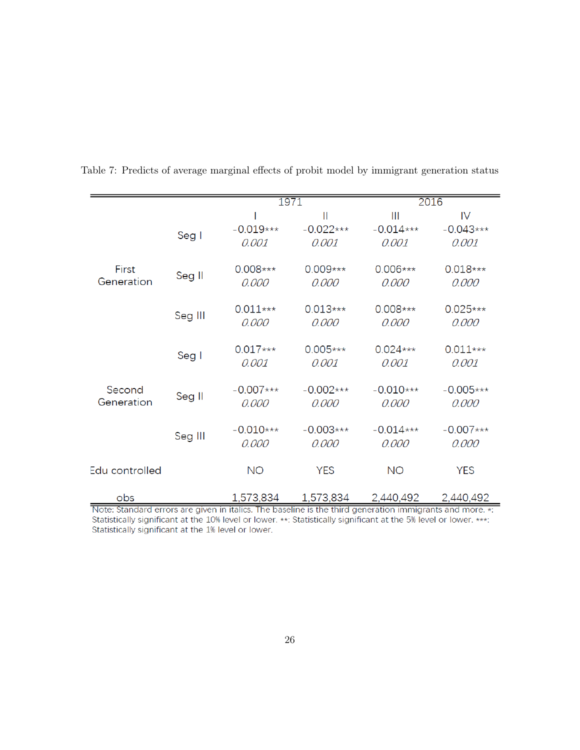Table 7: Predicts of average marginal effects of probit model by immigrant generation status

| | | 1971 | | 2016 | |
|---|---|---|---|---|---|
| | | I | II | III | IV |
| First Generation | Seg I | -0.019*** | -0.022*** | -0.014*** | -0.043*** |
| | | *0.001* | *0.001* | *0.001* | *0.001* |
| | Seg II | 0.008*** | 0.009*** | 0.006*** | 0.018*** |
| | | *0.000* | *0.000* | *0.000* | *0.000* |
| | Seg III | 0.011*** | 0.013*** | 0.008*** | 0.025*** |
| | | *0.000* | *0.000* | *0.000* | *0.000* |
| Second Generation | Seg I | 0.017*** | 0.005*** | 0.024*** | 0.011*** |
| | | *0.001* | *0.001* | *0.001* | *0.001* |
| | Seg II | -0.007*** | -0.002*** | -0.010*** | -0.005*** |
| | | *0.000* | *0.000* | *0.000* | *0.000* |
| | Seg III | -0.010*** | -0.003*** | -0.014*** | -0.007*** |
| | | *0.000* | *0.000* | *0.000* | *0.000* |
| Edu controlled | | NO | YES | NO | YES |
| obs | | 1,573,834 | 1,573,834 | 2,440,492 | 2,440,492 |

Note: Standard errors are given in italics. The baseline is the third generation immigrants and more. *: Statistically significant at the 10% level or lower. **: Statistically significant at the 5% level or lower. ***: Statistically significant at the 1% level or lower.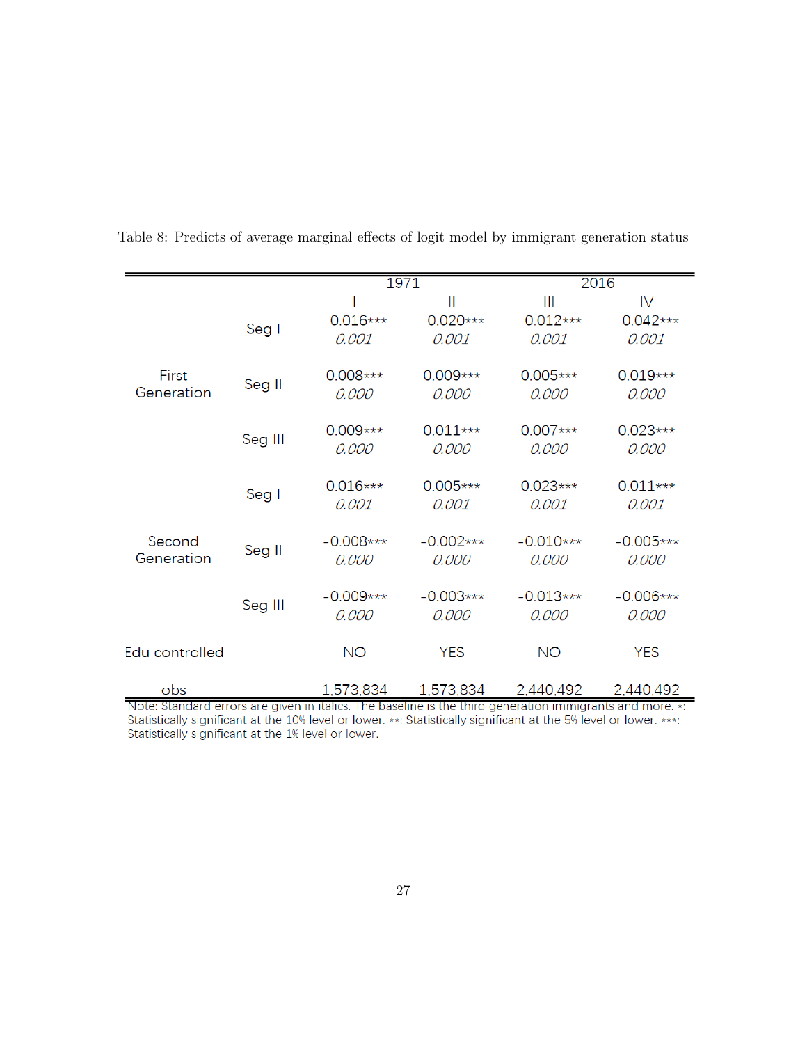Table 8: Predicts of average marginal effects of logit model by immigrant generation status

| | | 1971 | | 2016 | |
|---|---|---|---|---|---|
| | | I | II | III | IV |
| First Generation | Seg I | -0.016*** | -0.020*** | -0.012*** | -0.042*** |
| | | *0.001* | *0.001* | *0.001* | *0.001* |
| | Seg II | 0.008*** | 0.009*** | 0.005*** | 0.019*** |
| | | *0.000* | *0.000* | *0.000* | *0.000* |
| | Seg III | 0.009*** | 0.011*** | 0.007*** | 0.023*** |
| | | *0.000* | *0.000* | *0.000* | *0.000* |
| Second Generation | Seg I | 0.016*** | 0.005*** | 0.023*** | 0.011*** |
| | | *0.001* | *0.001* | *0.001* | *0.001* |
| | Seg II | -0.008*** | -0.002*** | -0.010*** | -0.005*** |
| | | *0.000* | *0.000* | *0.000* | *0.000* |
| | Seg III | -0.009*** | -0.003*** | -0.013*** | -0.006*** |
| | | *0.000* | *0.000* | *0.000* | *0.000* |
| Edu controlled | | NO | YES | NO | YES |
| obs | | 1,573,834 | 1,573,834 | 2,440,492 | 2,440,492 |

Note: Standard errors are given in italics. The baseline is the third generation immigrants and more. *: Statistically significant at the 10% level or lower. **: Statistically significant at the 5% level or lower. ***: Statistically significant at the 1% level or lower.